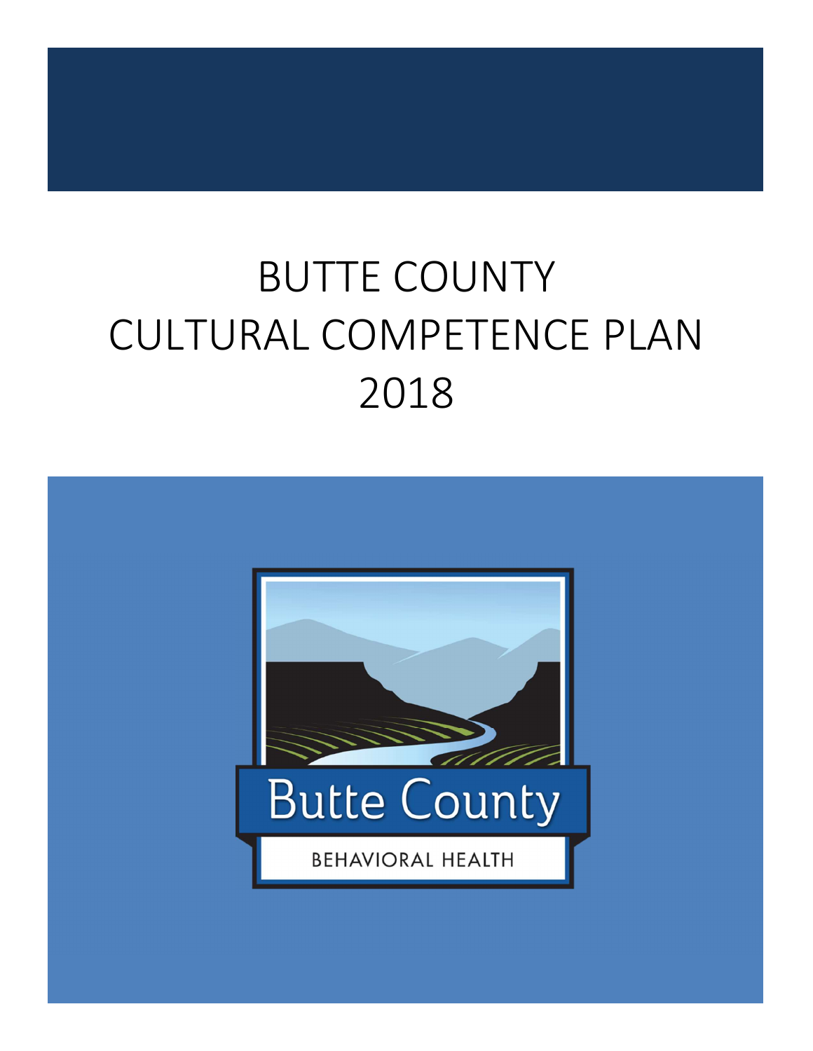# BUTTE COUNTY CULTURAL COMPETENCE PLAN 2018

Butte County

BEHAVIORAL HEALTH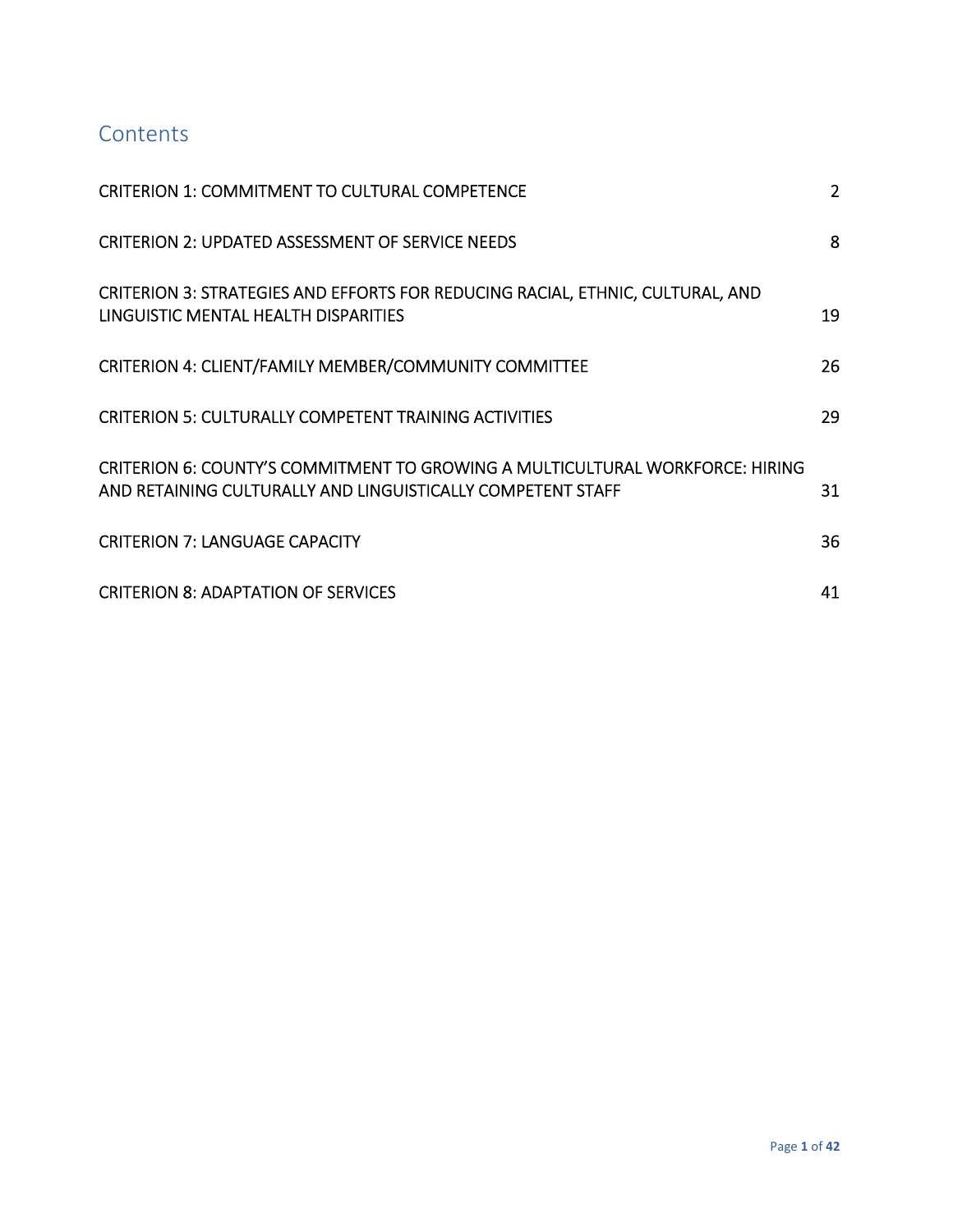## Contents

| | |
|---|---|
| CRITERION 1: COMMITMENT TO CULTURAL COMPETENCE | 2 |
| CRITERION 2: UPDATED ASSESSMENT OF SERVICE NEEDS | 8 |
| CRITERION 3: STRATEGIES AND EFFORTS FOR REDUCING RACIAL, ETHNIC, CULTURAL, AND LINGUISTIC MENTAL HEALTH DISPARITIES | 19 |
| CRITERION 4: CLIENT/FAMILY MEMBER/COMMUNITY COMMITTEE | 26 |
| CRITERION 5: CULTURALLY COMPETENT TRAINING ACTIVITIES | 29 |
| CRITERION 6: COUNTY'S COMMITMENT TO GROWING A MULTICULTURAL WORKFORCE: HIRING AND RETAINING CULTURALLY AND LINGUISTICALLY COMPETENT STAFF | 31 |
| CRITERION 7: LANGUAGE CAPACITY | 36 |
| CRITERION 8: ADAPTATION OF SERVICES | 41 |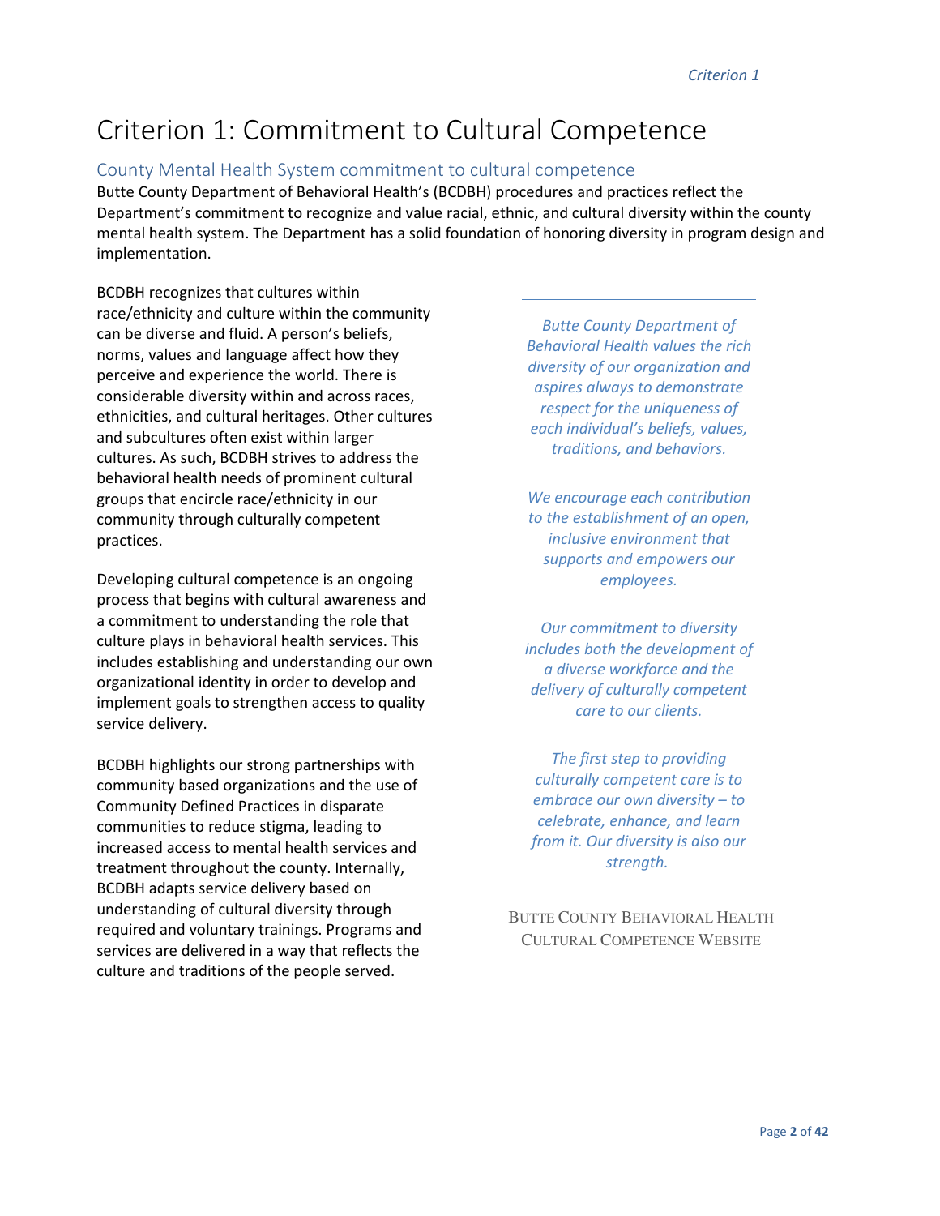# Criterion 1: Commitment to Cultural Competence

## County Mental Health System commitment to cultural competence

Butte County Department of Behavioral Health's (BCDBH) procedures and practices reflect the Department's commitment to recognize and value racial, ethnic, and cultural diversity within the county mental health system. The Department has a solid foundation of honoring diversity in program design and implementation.

BCDBH recognizes that cultures within race/ethnicity and culture within the community can be diverse and fluid. A person's beliefs, norms, values and language affect how they perceive and experience the world. There is considerable diversity within and across races, ethnicities, and cultural heritages. Other cultures and subcultures often exist within larger cultures. As such, BCDBH strives to address the behavioral health needs of prominent cultural groups that encircle race/ethnicity in our community through culturally competent practices.

Developing cultural competence is an ongoing process that begins with cultural awareness and a commitment to understanding the role that culture plays in behavioral health services. This includes establishing and understanding our own organizational identity in order to develop and implement goals to strengthen access to quality service delivery.

BCDBH highlights our strong partnerships with community based organizations and the use of Community Defined Practices in disparate communities to reduce stigma, leading to increased access to mental health services and treatment throughout the county. Internally, BCDBH adapts service delivery based on understanding of cultural diversity through required and voluntary trainings. Programs and services are delivered in a way that reflects the culture and traditions of the people served.

---

*Butte County Department of Behavioral Health values the rich diversity of our organization and aspires always to demonstrate respect for the uniqueness of each individual's beliefs, values, traditions, and behaviors.*

*We encourage each contribution to the establishment of an open, inclusive environment that supports and empowers our employees.*

*Our commitment to diversity includes both the development of a diverse workforce and the delivery of culturally competent care to our clients.*

*The first step to providing culturally competent care is to embrace our own diversity – to celebrate, enhance, and learn from it. Our diversity is also our strength.*

---

BUTTE COUNTY BEHAVIORAL HEALTH CULTURAL COMPETENCE WEBSITE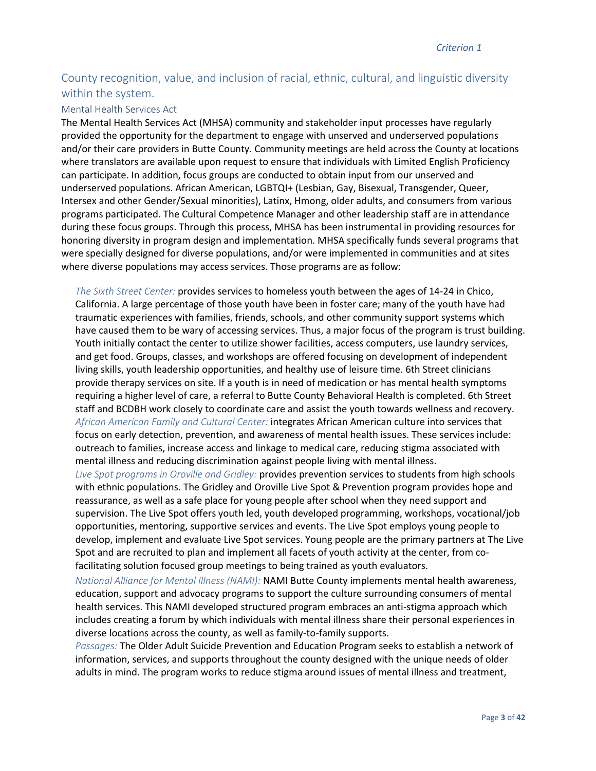## County recognition, value, and inclusion of racial, ethnic, cultural, and linguistic diversity within the system.

### Mental Health Services Act

The Mental Health Services Act (MHSA) community and stakeholder input processes have regularly provided the opportunity for the department to engage with unserved and underserved populations and/or their care providers in Butte County. Community meetings are held across the County at locations where translators are available upon request to ensure that individuals with Limited English Proficiency can participate. In addition, focus groups are conducted to obtain input from our unserved and underserved populations. African American, LGBTQI+ (Lesbian, Gay, Bisexual, Transgender, Queer, Intersex and other Gender/Sexual minorities), Latinx, Hmong, older adults, and consumers from various programs participated. The Cultural Competence Manager and other leadership staff are in attendance during these focus groups. Through this process, MHSA has been instrumental in providing resources for honoring diversity in program design and implementation. MHSA specifically funds several programs that were specially designed for diverse populations, and/or were implemented in communities and at sites where diverse populations may access services. Those programs are as follow:

*The Sixth Street Center:* provides services to homeless youth between the ages of 14-24 in Chico, California. A large percentage of those youth have been in foster care; many of the youth have had traumatic experiences with families, friends, schools, and other community support systems which have caused them to be wary of accessing services. Thus, a major focus of the program is trust building. Youth initially contact the center to utilize shower facilities, access computers, use laundry services, and get food. Groups, classes, and workshops are offered focusing on development of independent living skills, youth leadership opportunities, and healthy use of leisure time. 6th Street clinicians provide therapy services on site. If a youth is in need of medication or has mental health symptoms requiring a higher level of care, a referral to Butte County Behavioral Health is completed. 6th Street staff and BCDBH work closely to coordinate care and assist the youth towards wellness and recovery.

*African American Family and Cultural Center:* integrates African American culture into services that focus on early detection, prevention, and awareness of mental health issues. These services include: outreach to families, increase access and linkage to medical care, reducing stigma associated with mental illness and reducing discrimination against people living with mental illness.

*Live Spot programs in Oroville and Gridley:* provides prevention services to students from high schools with ethnic populations. The Gridley and Oroville Live Spot & Prevention program provides hope and reassurance, as well as a safe place for young people after school when they need support and supervision. The Live Spot offers youth led, youth developed programming, workshops, vocational/job opportunities, mentoring, supportive services and events. The Live Spot employs young people to develop, implement and evaluate Live Spot services. Young people are the primary partners at The Live Spot and are recruited to plan and implement all facets of youth activity at the center, from co-facilitating solution focused group meetings to being trained as youth evaluators.

*National Alliance for Mental Illness (NAMI):* NAMI Butte County implements mental health awareness, education, support and advocacy programs to support the culture surrounding consumers of mental health services. This NAMI developed structured program embraces an anti-stigma approach which includes creating a forum by which individuals with mental illness share their personal experiences in diverse locations across the county, as well as family-to-family supports.

*Passages:* The Older Adult Suicide Prevention and Education Program seeks to establish a network of information, services, and supports throughout the county designed with the unique needs of older adults in mind. The program works to reduce stigma around issues of mental illness and treatment,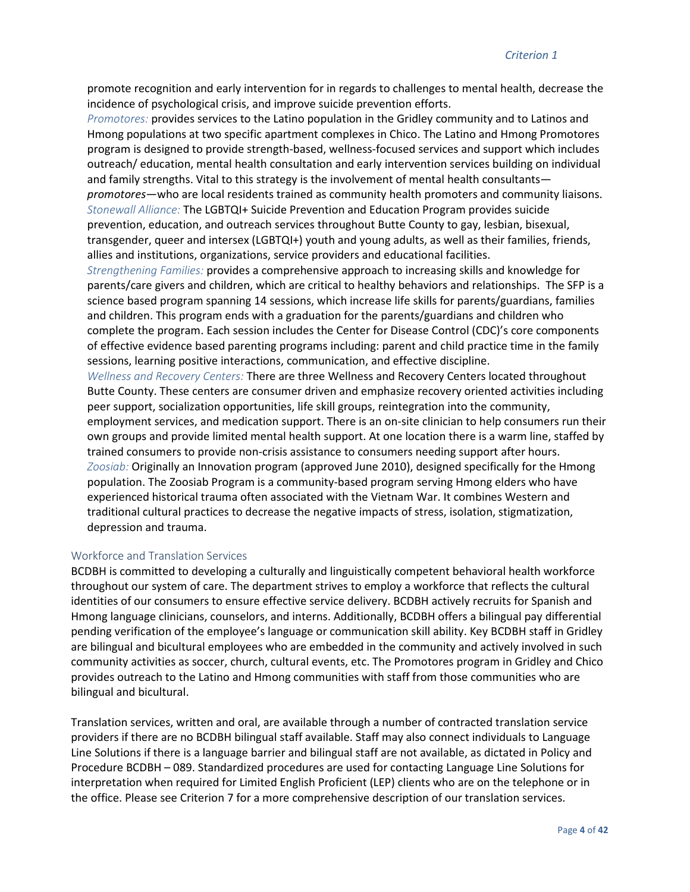promote recognition and early intervention for in regards to challenges to mental health, decrease the incidence of psychological crisis, and improve suicide prevention efforts.

*Promotores:* provides services to the Latino population in the Gridley community and to Latinos and Hmong populations at two specific apartment complexes in Chico. The Latino and Hmong Promotores program is designed to provide strength-based, wellness-focused services and support which includes outreach/ education, mental health consultation and early intervention services building on individual and family strengths. Vital to this strategy is the involvement of mental health consultants—*promotores*—who are local residents trained as community health promoters and community liaisons.

*Stonewall Alliance:* The LGBTQI+ Suicide Prevention and Education Program provides suicide prevention, education, and outreach services throughout Butte County to gay, lesbian, bisexual, transgender, queer and intersex (LGBTQI+) youth and young adults, as well as their families, friends, allies and institutions, organizations, service providers and educational facilities.

*Strengthening Families:* provides a comprehensive approach to increasing skills and knowledge for parents/care givers and children, which are critical to healthy behaviors and relationships. The SFP is a science based program spanning 14 sessions, which increase life skills for parents/guardians, families and children. This program ends with a graduation for the parents/guardians and children who complete the program. Each session includes the Center for Disease Control (CDC)'s core components of effective evidence based parenting programs including: parent and child practice time in the family sessions, learning positive interactions, communication, and effective discipline.

*Wellness and Recovery Centers:* There are three Wellness and Recovery Centers located throughout Butte County. These centers are consumer driven and emphasize recovery oriented activities including peer support, socialization opportunities, life skill groups, reintegration into the community, employment services, and medication support. There is an on-site clinician to help consumers run their own groups and provide limited mental health support. At one location there is a warm line, staffed by trained consumers to provide non-crisis assistance to consumers needing support after hours.

*Zoosiab:* Originally an Innovation program (approved June 2010), designed specifically for the Hmong population. The Zoosiab Program is a community-based program serving Hmong elders who have experienced historical trauma often associated with the Vietnam War. It combines Western and traditional cultural practices to decrease the negative impacts of stress, isolation, stigmatization, depression and trauma.

## Workforce and Translation Services

BCDBH is committed to developing a culturally and linguistically competent behavioral health workforce throughout our system of care. The department strives to employ a workforce that reflects the cultural identities of our consumers to ensure effective service delivery. BCDBH actively recruits for Spanish and Hmong language clinicians, counselors, and interns. Additionally, BCDBH offers a bilingual pay differential pending verification of the employee's language or communication skill ability. Key BCDBH staff in Gridley are bilingual and bicultural employees who are embedded in the community and actively involved in such community activities as soccer, church, cultural events, etc. The Promotores program in Gridley and Chico provides outreach to the Latino and Hmong communities with staff from those communities who are bilingual and bicultural.

Translation services, written and oral, are available through a number of contracted translation service providers if there are no BCDBH bilingual staff available. Staff may also connect individuals to Language Line Solutions if there is a language barrier and bilingual staff are not available, as dictated in Policy and Procedure BCDBH – 089. Standardized procedures are used for contacting Language Line Solutions for interpretation when required for Limited English Proficient (LEP) clients who are on the telephone or in the office. Please see Criterion 7 for a more comprehensive description of our translation services.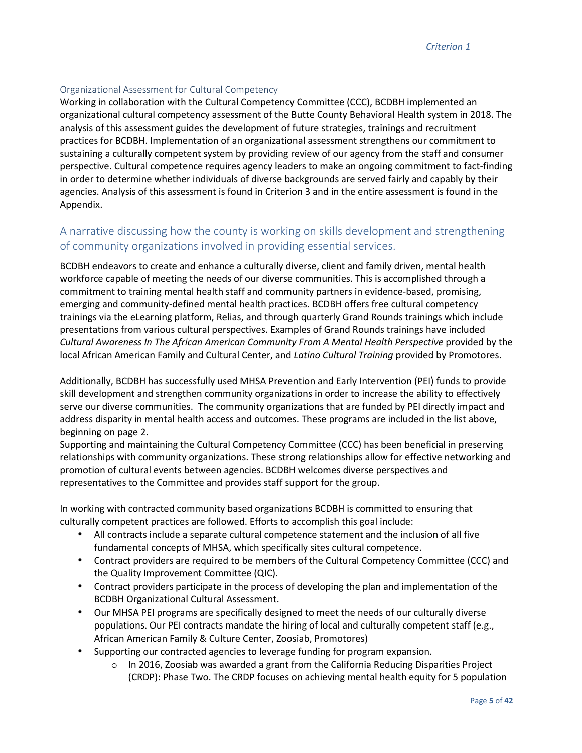### Organizational Assessment for Cultural Competency

Working in collaboration with the Cultural Competency Committee (CCC), BCDBH implemented an organizational cultural competency assessment of the Butte County Behavioral Health system in 2018. The analysis of this assessment guides the development of future strategies, trainings and recruitment practices for BCDBH. Implementation of an organizational assessment strengthens our commitment to sustaining a culturally competent system by providing review of our agency from the staff and consumer perspective. Cultural competence requires agency leaders to make an ongoing commitment to fact-finding in order to determine whether individuals of diverse backgrounds are served fairly and capably by their agencies. Analysis of this assessment is found in Criterion 3 and in the entire assessment is found in the Appendix.

## A narrative discussing how the county is working on skills development and strengthening of community organizations involved in providing essential services.

BCDBH endeavors to create and enhance a culturally diverse, client and family driven, mental health workforce capable of meeting the needs of our diverse communities. This is accomplished through a commitment to training mental health staff and community partners in evidence-based, promising, emerging and community-defined mental health practices. BCDBH offers free cultural competency trainings via the eLearning platform, Relias, and through quarterly Grand Rounds trainings which include presentations from various cultural perspectives. Examples of Grand Rounds trainings have included *Cultural Awareness In The African American Community From A Mental Health Perspective* provided by the local African American Family and Cultural Center, and *Latino Cultural Training* provided by Promotores.

Additionally, BCDBH has successfully used MHSA Prevention and Early Intervention (PEI) funds to provide skill development and strengthen community organizations in order to increase the ability to effectively serve our diverse communities. The community organizations that are funded by PEI directly impact and address disparity in mental health access and outcomes. These programs are included in the list above, beginning on page 2.

Supporting and maintaining the Cultural Competency Committee (CCC) has been beneficial in preserving relationships with community organizations. These strong relationships allow for effective networking and promotion of cultural events between agencies. BCDBH welcomes diverse perspectives and representatives to the Committee and provides staff support for the group.

In working with contracted community based organizations BCDBH is committed to ensuring that culturally competent practices are followed. Efforts to accomplish this goal include:

- All contracts include a separate cultural competence statement and the inclusion of all five fundamental concepts of MHSA, which specifically sites cultural competence.
- Contract providers are required to be members of the Cultural Competency Committee (CCC) and the Quality Improvement Committee (QIC).
- Contract providers participate in the process of developing the plan and implementation of the BCDBH Organizational Cultural Assessment.
- Our MHSA PEI programs are specifically designed to meet the needs of our culturally diverse populations. Our PEI contracts mandate the hiring of local and culturally competent staff (e.g., African American Family & Culture Center, Zoosiab, Promotores)
- Supporting our contracted agencies to leverage funding for program expansion.
    - In 2016, Zoosiab was awarded a grant from the California Reducing Disparities Project (CRDP): Phase Two. The CRDP focuses on achieving mental health equity for 5 population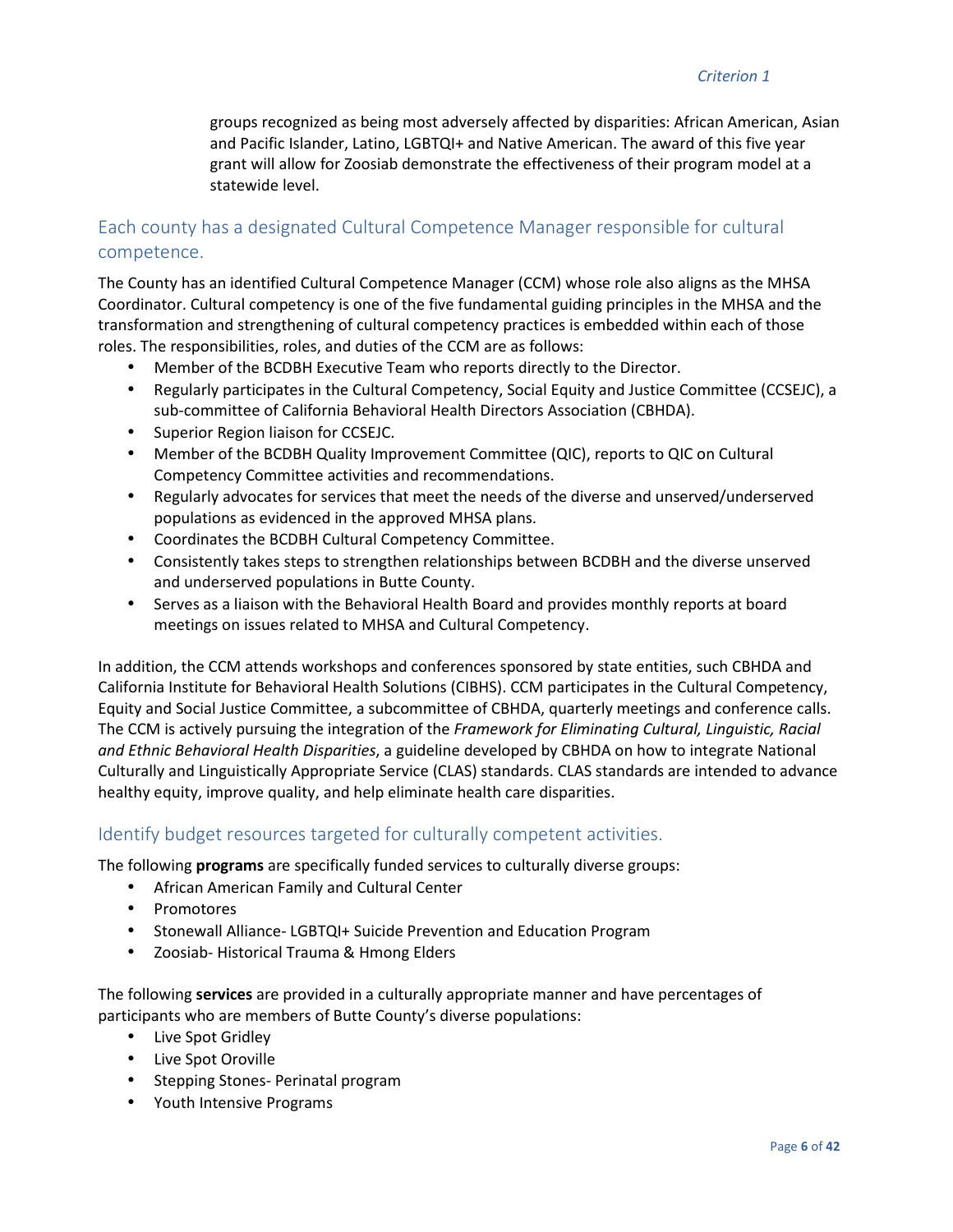groups recognized as being most adversely affected by disparities: African American, Asian and Pacific Islander, Latino, LGBTQI+ and Native American. The award of this five year grant will allow for Zoosiab demonstrate the effectiveness of their program model at a statewide level.

## Each county has a designated Cultural Competence Manager responsible for cultural competence.

The County has an identified Cultural Competence Manager (CCM) whose role also aligns as the MHSA Coordinator. Cultural competency is one of the five fundamental guiding principles in the MHSA and the transformation and strengthening of cultural competency practices is embedded within each of those roles. The responsibilities, roles, and duties of the CCM are as follows:

- Member of the BCDBH Executive Team who reports directly to the Director.
- Regularly participates in the Cultural Competency, Social Equity and Justice Committee (CCSEJC), a sub-committee of California Behavioral Health Directors Association (CBHDA).
- Superior Region liaison for CCSEJC.
- Member of the BCDBH Quality Improvement Committee (QIC), reports to QIC on Cultural Competency Committee activities and recommendations.
- Regularly advocates for services that meet the needs of the diverse and unserved/underserved populations as evidenced in the approved MHSA plans.
- Coordinates the BCDBH Cultural Competency Committee.
- Consistently takes steps to strengthen relationships between BCDBH and the diverse unserved and underserved populations in Butte County.
- Serves as a liaison with the Behavioral Health Board and provides monthly reports at board meetings on issues related to MHSA and Cultural Competency.

In addition, the CCM attends workshops and conferences sponsored by state entities, such CBHDA and California Institute for Behavioral Health Solutions (CIBHS). CCM participates in the Cultural Competency, Equity and Social Justice Committee, a subcommittee of CBHDA, quarterly meetings and conference calls. The CCM is actively pursuing the integration of the *Framework for Eliminating Cultural, Linguistic, Racial and Ethnic Behavioral Health Disparities*, a guideline developed by CBHDA on how to integrate National Culturally and Linguistically Appropriate Service (CLAS) standards. CLAS standards are intended to advance healthy equity, improve quality, and help eliminate health care disparities.

## Identify budget resources targeted for culturally competent activities.

The following **programs** are specifically funded services to culturally diverse groups:

- African American Family and Cultural Center
- Promotores
- Stonewall Alliance- LGBTQI+ Suicide Prevention and Education Program
- Zoosiab- Historical Trauma & Hmong Elders

The following **services** are provided in a culturally appropriate manner and have percentages of participants who are members of Butte County's diverse populations:

- Live Spot Gridley
- Live Spot Oroville
- Stepping Stones- Perinatal program
- Youth Intensive Programs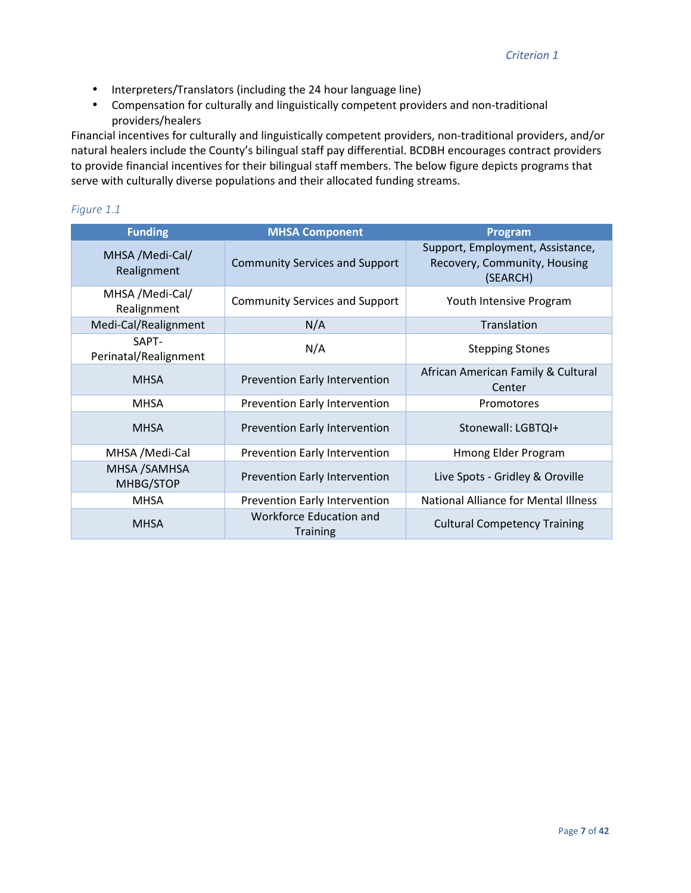- Interpreters/Translators (including the 24 hour language line)
- Compensation for culturally and linguistically competent providers and non-traditional providers/healers

Financial incentives for culturally and linguistically competent providers, non-traditional providers, and/or natural healers include the County's bilingual staff pay differential. BCDBH encourages contract providers to provide financial incentives for their bilingual staff members. The below figure depicts programs that serve with culturally diverse populations and their allocated funding streams.

*Figure 1.1*

| Funding | MHSA Component | Program |
| --- | --- | --- |
| MHSA /Medi-Cal/ Realignment | Community Services and Support | Support, Employment, Assistance, Recovery, Community, Housing (SEARCH) |
| MHSA /Medi-Cal/ Realignment | Community Services and Support | Youth Intensive Program |
| Medi-Cal/Realignment | N/A | Translation |
| SAPT-Perinatal/Realignment | N/A | Stepping Stones |
| MHSA | Prevention Early Intervention | African American Family & Cultural Center |
| MHSA | Prevention Early Intervention | Promotores |
| MHSA | Prevention Early Intervention | Stonewall: LGBTQI+ |
| MHSA /Medi-Cal | Prevention Early Intervention | Hmong Elder Program |
| MHSA /SAMHSA MHBG/STOP | Prevention Early Intervention | Live Spots - Gridley & Oroville |
| MHSA | Prevention Early Intervention | National Alliance for Mental Illness |
| MHSA | Workforce Education and Training | Cultural Competency Training |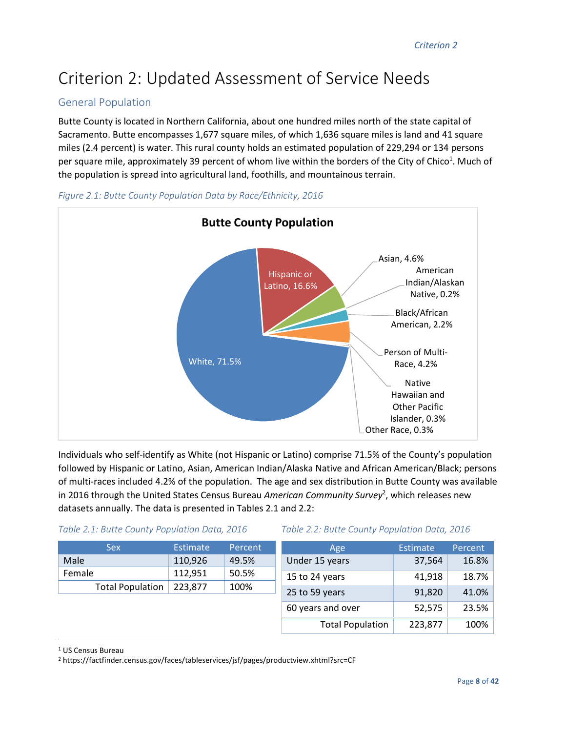# Criterion 2: Updated Assessment of Service Needs

## General Population

Butte County is located in Northern California, about one hundred miles north of the state capital of Sacramento. Butte encompasses 1,677 square miles, of which 1,636 square miles is land and 41 square miles (2.4 percent) is water. This rural county holds an estimated population of 229,294 or 134 persons per square mile, approximately 39 percent of whom live within the borders of the City of Chico[1]. Much of the population is spread into agricultural land, foothills, and mountainous terrain.

*Figure 2.1: Butte County Population Data by Race/Ethnicity, 2016*

**Butte County Population**

- White, 71.5%
- Hispanic or Latino, 16.6%
- Asian, 4.6%
- American Indian/Alaskan Native, 0.2%
- Black/African American, 2.2%
- Person of Multi-Race, 4.2%
- Native Hawaiian and Other Pacific Islander, 0.3%
- Other Race, 0.3%

Individuals who self-identify as White (not Hispanic or Latino) comprise 71.5% of the County's population followed by Hispanic or Latino, Asian, American Indian/Alaska Native and African American/Black; persons of multi-races included 4.2% of the population. The age and sex distribution in Butte County was available in 2016 through the United States Census Bureau *American Community Survey*[2], which releases new datasets annually. The data is presented in Tables 2.1 and 2.2:

*Table 2.1: Butte County Population Data, 2016*

| Sex | Estimate | Percent |
|---|---|---|
| Male | 110,926 | 49.5% |
| Female | 112,951 | 50.5% |
| Total Population | 223,877 | 100% |

*Table 2.2: Butte County Population Data, 2016*

| Age | Estimate | Percent |
|---|---|---|
| Under 15 years | 37,564 | 16.8% |
| 15 to 24 years | 41,918 | 18.7% |
| 25 to 59 years | 91,820 | 41.0% |
| 60 years and over | 52,575 | 23.5% |
| Total Population | 223,877 | 100% |

[1] US Census Bureau

[2] https://factfinder.census.gov/faces/tableservices/jsf/pages/productview.xhtml?src=CF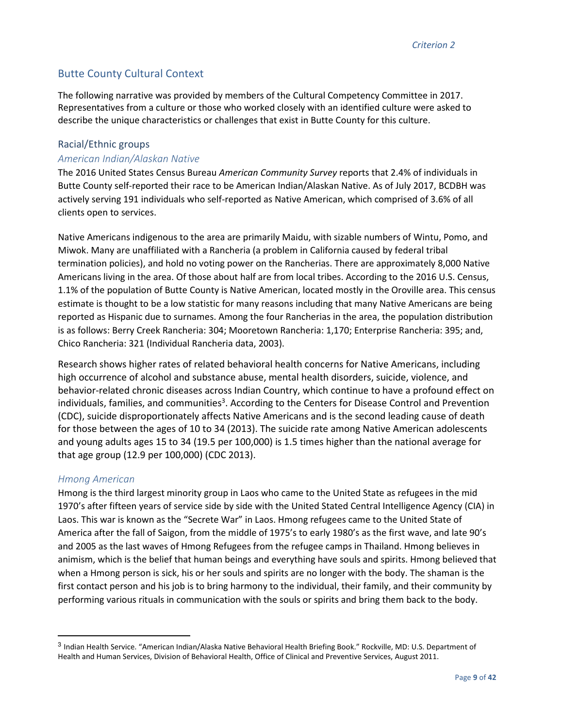## Butte County Cultural Context

The following narrative was provided by members of the Cultural Competency Committee in 2017. Representatives from a culture or those who worked closely with an identified culture were asked to describe the unique characteristics or challenges that exist in Butte County for this culture.

### Racial/Ethnic groups

#### *American Indian/Alaskan Native*

The 2016 United States Census Bureau *American Community Survey* reports that 2.4% of individuals in Butte County self-reported their race to be American Indian/Alaskan Native. As of July 2017, BCDBH was actively serving 191 individuals who self-reported as Native American, which comprised of 3.6% of all clients open to services.

Native Americans indigenous to the area are primarily Maidu, with sizable numbers of Wintu, Pomo, and Miwok. Many are unaffiliated with a Rancheria (a problem in California caused by federal tribal termination policies), and hold no voting power on the Rancherias. There are approximately 8,000 Native Americans living in the area. Of those about half are from local tribes. According to the 2016 U.S. Census, 1.1% of the population of Butte County is Native American, located mostly in the Oroville area. This census estimate is thought to be a low statistic for many reasons including that many Native Americans are being reported as Hispanic due to surnames. Among the four Rancherias in the area, the population distribution is as follows: Berry Creek Rancheria: 304; Mooretown Rancheria: 1,170; Enterprise Rancheria: 395; and, Chico Rancheria: 321 (Individual Rancheria data, 2003).

Research shows higher rates of related behavioral health concerns for Native Americans, including high occurrence of alcohol and substance abuse, mental health disorders, suicide, violence, and behavior-related chronic diseases across Indian Country, which continue to have a profound effect on individuals, families, and communities[3]. According to the Centers for Disease Control and Prevention (CDC), suicide disproportionately affects Native Americans and is the second leading cause of death for those between the ages of 10 to 34 (2013). The suicide rate among Native American adolescents and young adults ages 15 to 34 (19.5 per 100,000) is 1.5 times higher than the national average for that age group (12.9 per 100,000) (CDC 2013).

#### *Hmong American*

Hmong is the third largest minority group in Laos who came to the United State as refugees in the mid 1970's after fifteen years of service side by side with the United Stated Central Intelligence Agency (CIA) in Laos. This war is known as the "Secrete War" in Laos. Hmong refugees came to the United State of America after the fall of Saigon, from the middle of 1975's to early 1980's as the first wave, and late 90's and 2005 as the last waves of Hmong Refugees from the refugee camps in Thailand. Hmong believes in animism, which is the belief that human beings and everything have souls and spirits. Hmong believed that when a Hmong person is sick, his or her souls and spirits are no longer with the body. The shaman is the first contact person and his job is to bring harmony to the individual, their family, and their community by performing various rituals in communication with the souls or spirits and bring them back to the body.

---

[3] Indian Health Service. "American Indian/Alaska Native Behavioral Health Briefing Book." Rockville, MD: U.S. Department of Health and Human Services, Division of Behavioral Health, Office of Clinical and Preventive Services, August 2011.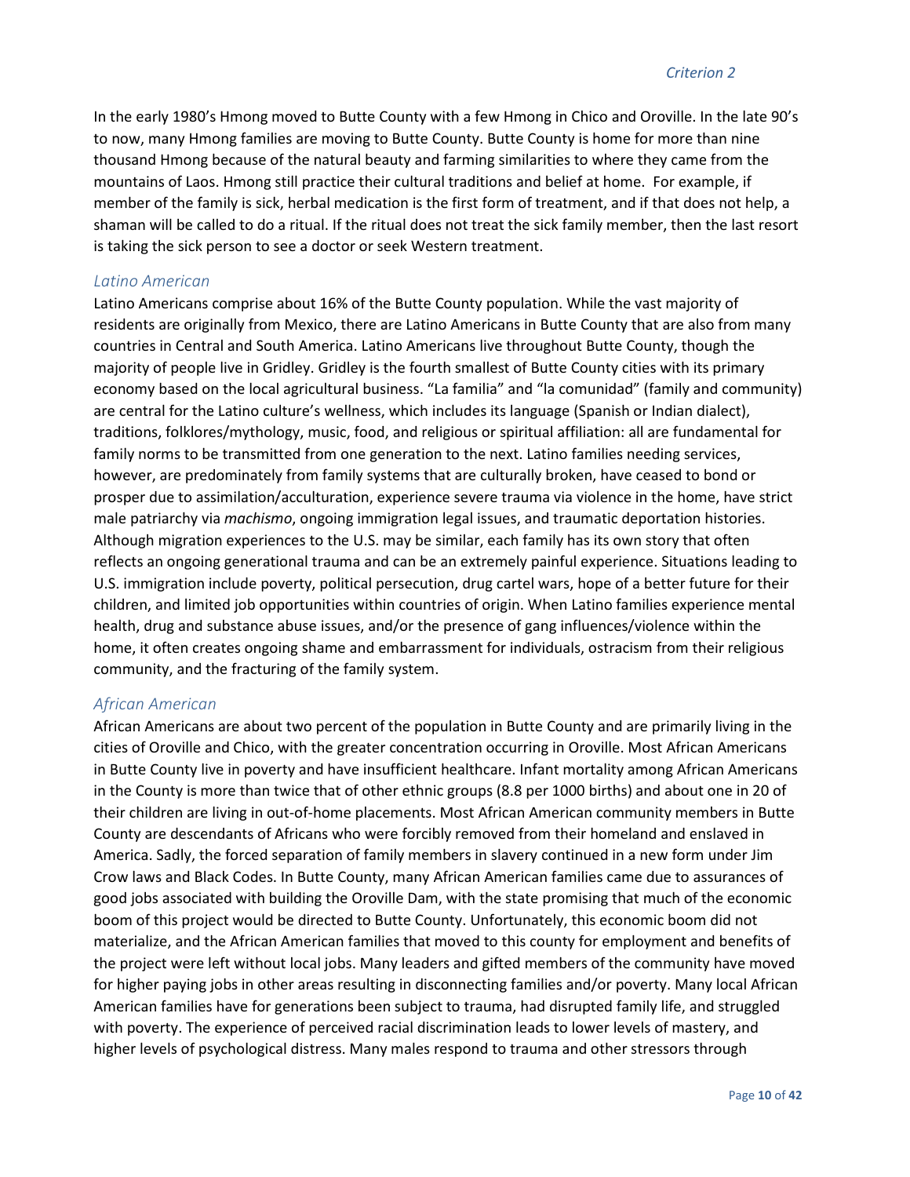In the early 1980's Hmong moved to Butte County with a few Hmong in Chico and Oroville. In the late 90's to now, many Hmong families are moving to Butte County. Butte County is home for more than nine thousand Hmong because of the natural beauty and farming similarities to where they came from the mountains of Laos. Hmong still practice their cultural traditions and belief at home. For example, if member of the family is sick, herbal medication is the first form of treatment, and if that does not help, a shaman will be called to do a ritual. If the ritual does not treat the sick family member, then the last resort is taking the sick person to see a doctor or seek Western treatment.

### *Latino American*

Latino Americans comprise about 16% of the Butte County population. While the vast majority of residents are originally from Mexico, there are Latino Americans in Butte County that are also from many countries in Central and South America. Latino Americans live throughout Butte County, though the majority of people live in Gridley. Gridley is the fourth smallest of Butte County cities with its primary economy based on the local agricultural business. "La familia" and "la comunidad" (family and community) are central for the Latino culture's wellness, which includes its language (Spanish or Indian dialect), traditions, folklores/mythology, music, food, and religious or spiritual affiliation: all are fundamental for family norms to be transmitted from one generation to the next. Latino families needing services, however, are predominately from family systems that are culturally broken, have ceased to bond or prosper due to assimilation/acculturation, experience severe trauma via violence in the home, have strict male patriarchy via *machismo*, ongoing immigration legal issues, and traumatic deportation histories. Although migration experiences to the U.S. may be similar, each family has its own story that often reflects an ongoing generational trauma and can be an extremely painful experience. Situations leading to U.S. immigration include poverty, political persecution, drug cartel wars, hope of a better future for their children, and limited job opportunities within countries of origin. When Latino families experience mental health, drug and substance abuse issues, and/or the presence of gang influences/violence within the home, it often creates ongoing shame and embarrassment for individuals, ostracism from their religious community, and the fracturing of the family system.

### *African American*

African Americans are about two percent of the population in Butte County and are primarily living in the cities of Oroville and Chico, with the greater concentration occurring in Oroville. Most African Americans in Butte County live in poverty and have insufficient healthcare. Infant mortality among African Americans in the County is more than twice that of other ethnic groups (8.8 per 1000 births) and about one in 20 of their children are living in out-of-home placements. Most African American community members in Butte County are descendants of Africans who were forcibly removed from their homeland and enslaved in America. Sadly, the forced separation of family members in slavery continued in a new form under Jim Crow laws and Black Codes. In Butte County, many African American families came due to assurances of good jobs associated with building the Oroville Dam, with the state promising that much of the economic boom of this project would be directed to Butte County. Unfortunately, this economic boom did not materialize, and the African American families that moved to this county for employment and benefits of the project were left without local jobs. Many leaders and gifted members of the community have moved for higher paying jobs in other areas resulting in disconnecting families and/or poverty. Many local African American families have for generations been subject to trauma, had disrupted family life, and struggled with poverty. The experience of perceived racial discrimination leads to lower levels of mastery, and higher levels of psychological distress. Many males respond to trauma and other stressors through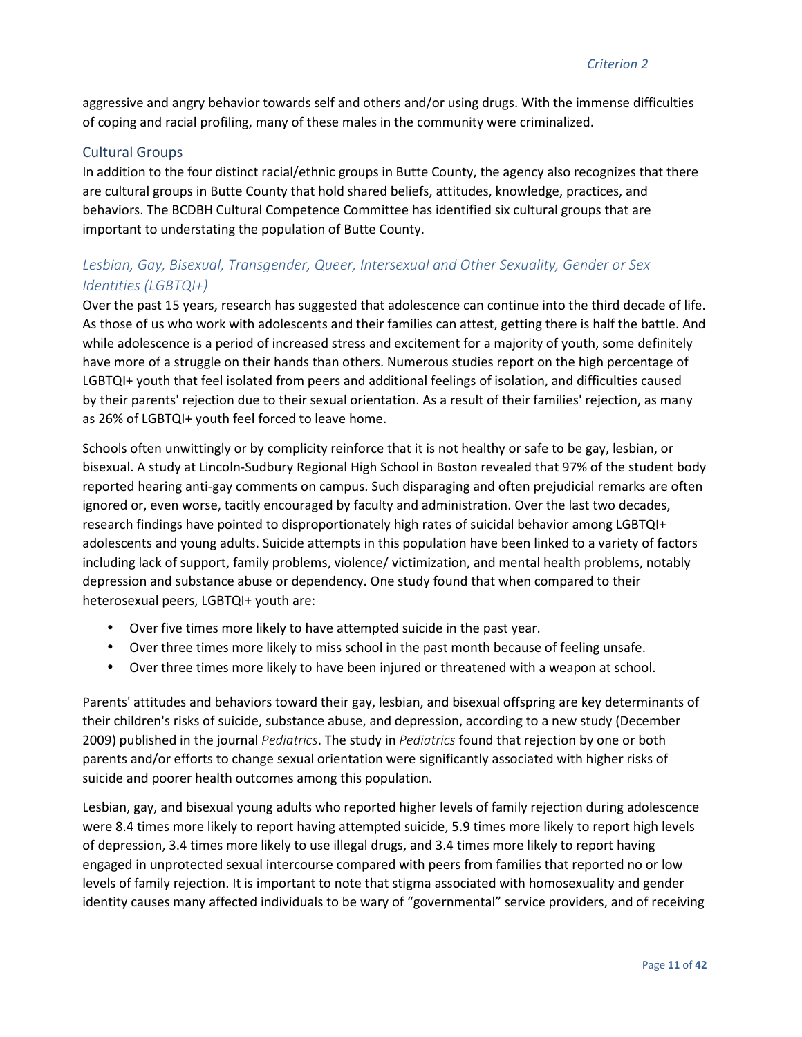aggressive and angry behavior towards self and others and/or using drugs. With the immense difficulties of coping and racial profiling, many of these males in the community were criminalized.

## Cultural Groups

In addition to the four distinct racial/ethnic groups in Butte County, the agency also recognizes that there are cultural groups in Butte County that hold shared beliefs, attitudes, knowledge, practices, and behaviors. The BCDBH Cultural Competence Committee has identified six cultural groups that are important to understating the population of Butte County.

### *Lesbian, Gay, Bisexual, Transgender, Queer, Intersexual and Other Sexuality, Gender or Sex Identities (LGBTQI+)*

Over the past 15 years, research has suggested that adolescence can continue into the third decade of life. As those of us who work with adolescents and their families can attest, getting there is half the battle. And while adolescence is a period of increased stress and excitement for a majority of youth, some definitely have more of a struggle on their hands than others. Numerous studies report on the high percentage of LGBTQI+ youth that feel isolated from peers and additional feelings of isolation, and difficulties caused by their parents' rejection due to their sexual orientation. As a result of their families' rejection, as many as 26% of LGBTQI+ youth feel forced to leave home.

Schools often unwittingly or by complicity reinforce that it is not healthy or safe to be gay, lesbian, or bisexual. A study at Lincoln-Sudbury Regional High School in Boston revealed that 97% of the student body reported hearing anti-gay comments on campus. Such disparaging and often prejudicial remarks are often ignored or, even worse, tacitly encouraged by faculty and administration. Over the last two decades, research findings have pointed to disproportionately high rates of suicidal behavior among LGBTQI+ adolescents and young adults. Suicide attempts in this population have been linked to a variety of factors including lack of support, family problems, violence/ victimization, and mental health problems, notably depression and substance abuse or dependency. One study found that when compared to their heterosexual peers, LGBTQI+ youth are:

- Over five times more likely to have attempted suicide in the past year.
- Over three times more likely to miss school in the past month because of feeling unsafe.
- Over three times more likely to have been injured or threatened with a weapon at school.

Parents' attitudes and behaviors toward their gay, lesbian, and bisexual offspring are key determinants of their children's risks of suicide, substance abuse, and depression, according to a new study (December 2009) published in the journal *Pediatrics*. The study in *Pediatrics* found that rejection by one or both parents and/or efforts to change sexual orientation were significantly associated with higher risks of suicide and poorer health outcomes among this population.

Lesbian, gay, and bisexual young adults who reported higher levels of family rejection during adolescence were 8.4 times more likely to report having attempted suicide, 5.9 times more likely to report high levels of depression, 3.4 times more likely to use illegal drugs, and 3.4 times more likely to report having engaged in unprotected sexual intercourse compared with peers from families that reported no or low levels of family rejection. It is important to note that stigma associated with homosexuality and gender identity causes many affected individuals to be wary of "governmental" service providers, and of receiving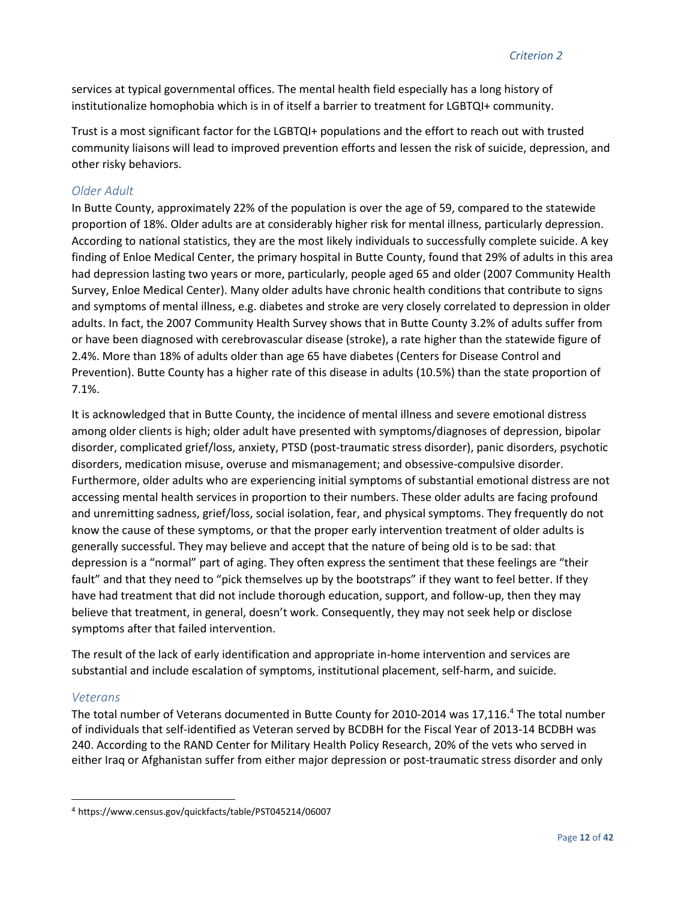services at typical governmental offices. The mental health field especially has a long history of institutionalize homophobia which is in of itself a barrier to treatment for LGBTQI+ community.

Trust is a most significant factor for the LGBTQI+ populations and the effort to reach out with trusted community liaisons will lead to improved prevention efforts and lessen the risk of suicide, depression, and other risky behaviors.

### *Older Adult*

In Butte County, approximately 22% of the population is over the age of 59, compared to the statewide proportion of 18%. Older adults are at considerably higher risk for mental illness, particularly depression. According to national statistics, they are the most likely individuals to successfully complete suicide. A key finding of Enloe Medical Center, the primary hospital in Butte County, found that 29% of adults in this area had depression lasting two years or more, particularly, people aged 65 and older (2007 Community Health Survey, Enloe Medical Center). Many older adults have chronic health conditions that contribute to signs and symptoms of mental illness, e.g. diabetes and stroke are very closely correlated to depression in older adults. In fact, the 2007 Community Health Survey shows that in Butte County 3.2% of adults suffer from or have been diagnosed with cerebrovascular disease (stroke), a rate higher than the statewide figure of 2.4%. More than 18% of adults older than age 65 have diabetes (Centers for Disease Control and Prevention). Butte County has a higher rate of this disease in adults (10.5%) than the state proportion of 7.1%.

It is acknowledged that in Butte County, the incidence of mental illness and severe emotional distress among older clients is high; older adult have presented with symptoms/diagnoses of depression, bipolar disorder, complicated grief/loss, anxiety, PTSD (post-traumatic stress disorder), panic disorders, psychotic disorders, medication misuse, overuse and mismanagement; and obsessive-compulsive disorder. Furthermore, older adults who are experiencing initial symptoms of substantial emotional distress are not accessing mental health services in proportion to their numbers. These older adults are facing profound and unremitting sadness, grief/loss, social isolation, fear, and physical symptoms. They frequently do not know the cause of these symptoms, or that the proper early intervention treatment of older adults is generally successful. They may believe and accept that the nature of being old is to be sad: that depression is a "normal" part of aging. They often express the sentiment that these feelings are "their fault" and that they need to "pick themselves up by the bootstraps" if they want to feel better. If they have had treatment that did not include thorough education, support, and follow-up, then they may believe that treatment, in general, doesn't work. Consequently, they may not seek help or disclose symptoms after that failed intervention.

The result of the lack of early identification and appropriate in-home intervention and services are substantial and include escalation of symptoms, institutional placement, self-harm, and suicide.

### *Veterans*

The total number of Veterans documented in Butte County for 2010-2014 was 17,116.[4] The total number of individuals that self-identified as Veteran served by BCDBH for the Fiscal Year of 2013-14 BCDBH was 240. According to the RAND Center for Military Health Policy Research, 20% of the vets who served in either Iraq or Afghanistan suffer from either major depression or post-traumatic stress disorder and only

[4] https://www.census.gov/quickfacts/table/PST045214/06007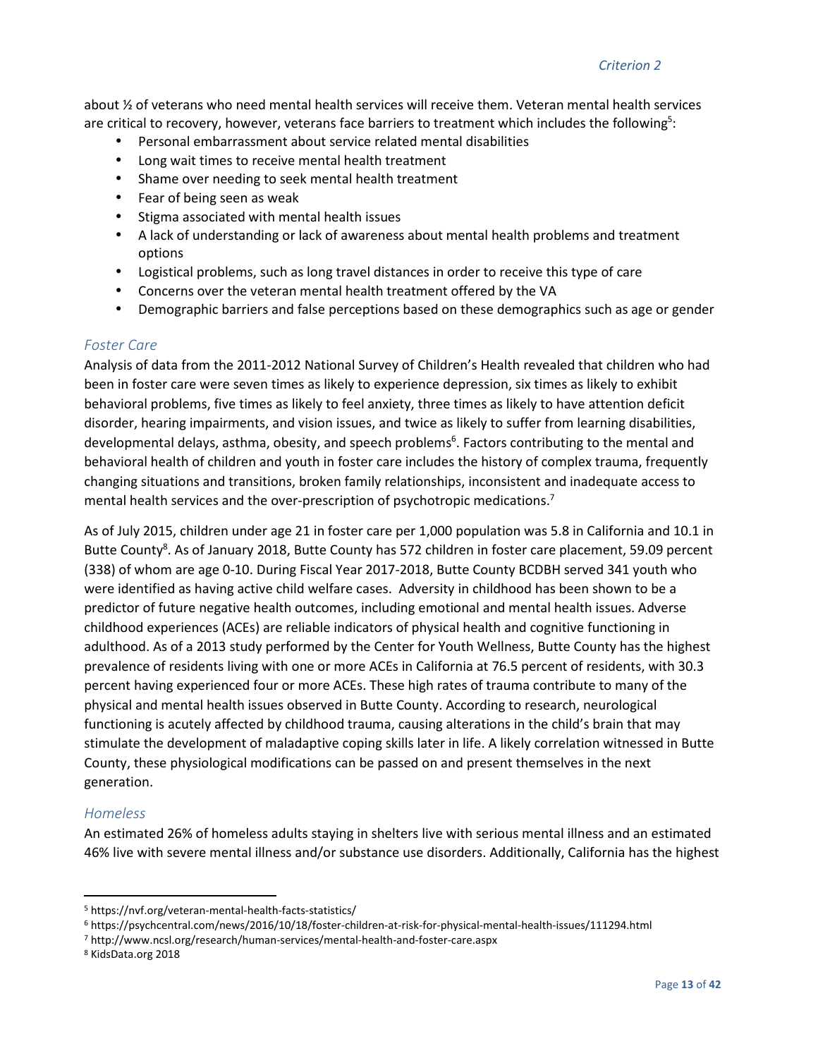about ½ of veterans who need mental health services will receive them. Veteran mental health services are critical to recovery, however, veterans face barriers to treatment which includes the following[5]:

- Personal embarrassment about service related mental disabilities
- Long wait times to receive mental health treatment
- Shame over needing to seek mental health treatment
- Fear of being seen as weak
- Stigma associated with mental health issues
- A lack of understanding or lack of awareness about mental health problems and treatment options
- Logistical problems, such as long travel distances in order to receive this type of care
- Concerns over the veteran mental health treatment offered by the VA
- Demographic barriers and false perceptions based on these demographics such as age or gender

### *Foster Care*

Analysis of data from the 2011-2012 National Survey of Children's Health revealed that children who had been in foster care were seven times as likely to experience depression, six times as likely to exhibit behavioral problems, five times as likely to feel anxiety, three times as likely to have attention deficit disorder, hearing impairments, and vision issues, and twice as likely to suffer from learning disabilities, developmental delays, asthma, obesity, and speech problems[6]. Factors contributing to the mental and behavioral health of children and youth in foster care includes the history of complex trauma, frequently changing situations and transitions, broken family relationships, inconsistent and inadequate access to mental health services and the over-prescription of psychotropic medications.[7]

As of July 2015, children under age 21 in foster care per 1,000 population was 5.8 in California and 10.1 in Butte County[8]. As of January 2018, Butte County has 572 children in foster care placement, 59.09 percent (338) of whom are age 0-10. During Fiscal Year 2017-2018, Butte County BCDBH served 341 youth who were identified as having active child welfare cases. Adversity in childhood has been shown to be a predictor of future negative health outcomes, including emotional and mental health issues. Adverse childhood experiences (ACEs) are reliable indicators of physical health and cognitive functioning in adulthood. As of a 2013 study performed by the Center for Youth Wellness, Butte County has the highest prevalence of residents living with one or more ACEs in California at 76.5 percent of residents, with 30.3 percent having experienced four or more ACEs. These high rates of trauma contribute to many of the physical and mental health issues observed in Butte County. According to research, neurological functioning is acutely affected by childhood trauma, causing alterations in the child's brain that may stimulate the development of maladaptive coping skills later in life. A likely correlation witnessed in Butte County, these physiological modifications can be passed on and present themselves in the next generation.

### *Homeless*

An estimated 26% of homeless adults staying in shelters live with serious mental illness and an estimated 46% live with severe mental illness and/or substance use disorders. Additionally, California has the highest

---

[5] https://nvf.org/veteran-mental-health-facts-statistics/

[6] https://psychcentral.com/news/2016/10/18/foster-children-at-risk-for-physical-mental-health-issues/111294.html

[7] http://www.ncsl.org/research/human-services/mental-health-and-foster-care.aspx

[8] KidsData.org 2018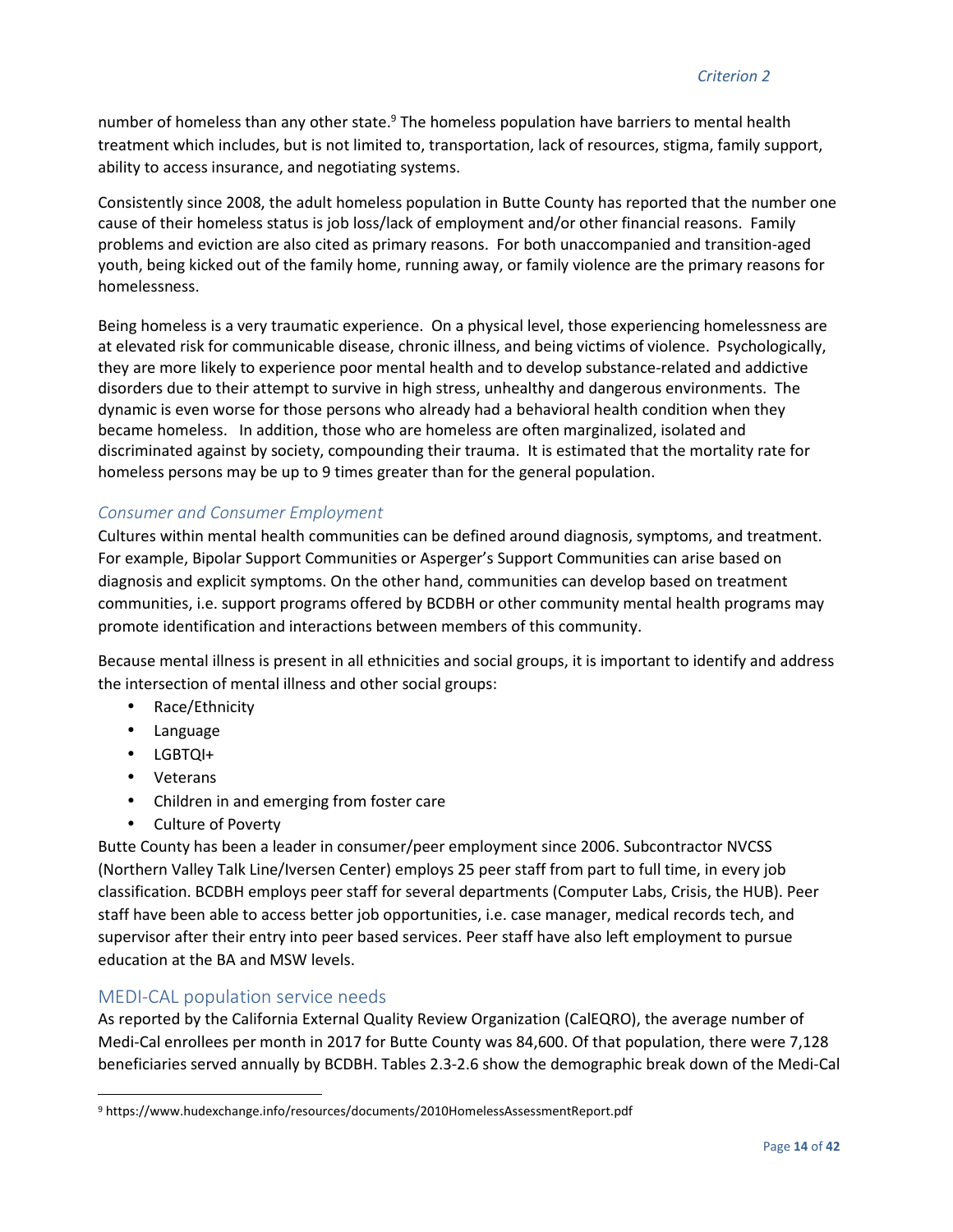number of homeless than any other state.[9] The homeless population have barriers to mental health treatment which includes, but is not limited to, transportation, lack of resources, stigma, family support, ability to access insurance, and negotiating systems.

Consistently since 2008, the adult homeless population in Butte County has reported that the number one cause of their homeless status is job loss/lack of employment and/or other financial reasons. Family problems and eviction are also cited as primary reasons. For both unaccompanied and transition-aged youth, being kicked out of the family home, running away, or family violence are the primary reasons for homelessness.

Being homeless is a very traumatic experience. On a physical level, those experiencing homelessness are at elevated risk for communicable disease, chronic illness, and being victims of violence. Psychologically, they are more likely to experience poor mental health and to develop substance-related and addictive disorders due to their attempt to survive in high stress, unhealthy and dangerous environments. The dynamic is even worse for those persons who already had a behavioral health condition when they became homeless. In addition, those who are homeless are often marginalized, isolated and discriminated against by society, compounding their trauma. It is estimated that the mortality rate for homeless persons may be up to 9 times greater than for the general population.

### *Consumer and Consumer Employment*

Cultures within mental health communities can be defined around diagnosis, symptoms, and treatment. For example, Bipolar Support Communities or Asperger's Support Communities can arise based on diagnosis and explicit symptoms. On the other hand, communities can develop based on treatment communities, i.e. support programs offered by BCDBH or other community mental health programs may promote identification and interactions between members of this community.

Because mental illness is present in all ethnicities and social groups, it is important to identify and address the intersection of mental illness and other social groups:

- Race/Ethnicity
- Language
- LGBTQI+
- Veterans
- Children in and emerging from foster care
- Culture of Poverty

Butte County has been a leader in consumer/peer employment since 2006. Subcontractor NVCSS (Northern Valley Talk Line/Iversen Center) employs 25 peer staff from part to full time, in every job classification. BCDBH employs peer staff for several departments (Computer Labs, Crisis, the HUB). Peer staff have been able to access better job opportunities, i.e. case manager, medical records tech, and supervisor after their entry into peer based services. Peer staff have also left employment to pursue education at the BA and MSW levels.

## MEDI-CAL population service needs

As reported by the California External Quality Review Organization (CalEQRO), the average number of Medi-Cal enrollees per month in 2017 for Butte County was 84,600. Of that population, there were 7,128 beneficiaries served annually by BCDBH. Tables 2.3-2.6 show the demographic break down of the Medi-Cal

[9] https://www.hudexchange.info/resources/documents/2010HomelessAssessmentReport.pdf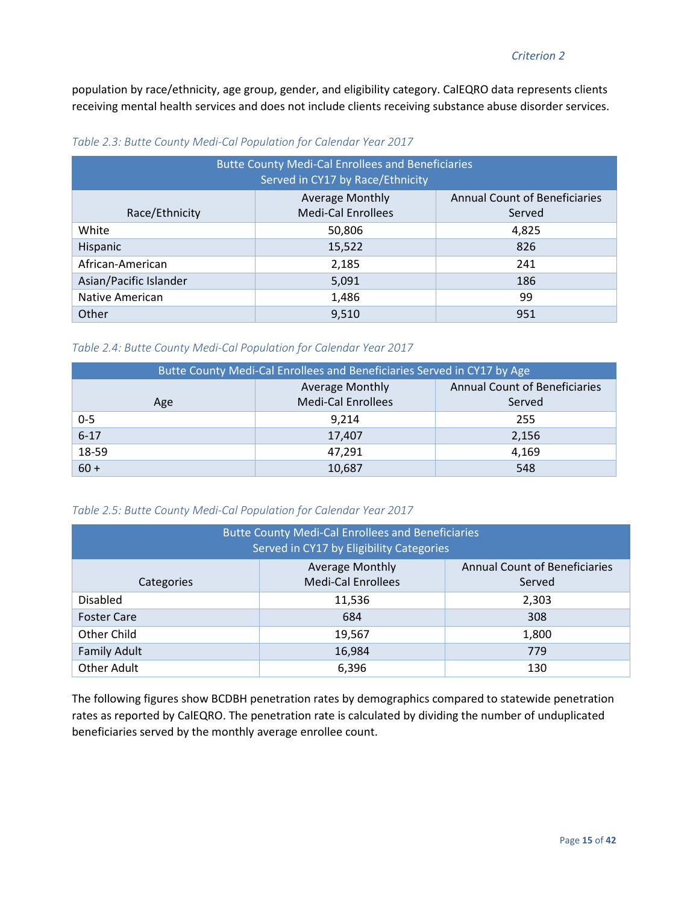population by race/ethnicity, age group, gender, and eligibility category. CalEQRO data represents clients receiving mental health services and does not include clients receiving substance abuse disorder services.

*Table 2.3: Butte County Medi-Cal Population for Calendar Year 2017*

| Butte County Medi-Cal Enrollees and Beneficiaries Served in CY17 by Race/Ethnicity | | |
|---|---|---|
| Race/Ethnicity | Average Monthly Medi-Cal Enrollees | Annual Count of Beneficiaries Served |
| White | 50,806 | 4,825 |
| Hispanic | 15,522 | 826 |
| African-American | 2,185 | 241 |
| Asian/Pacific Islander | 5,091 | 186 |
| Native American | 1,486 | 99 |
| Other | 9,510 | 951 |

*Table 2.4: Butte County Medi-Cal Population for Calendar Year 2017*

| Butte County Medi-Cal Enrollees and Beneficiaries Served in CY17 by Age | | |
|---|---|---|
| Age | Average Monthly Medi-Cal Enrollees | Annual Count of Beneficiaries Served |
| 0-5 | 9,214 | 255 |
| 6-17 | 17,407 | 2,156 |
| 18-59 | 47,291 | 4,169 |
| 60 + | 10,687 | 548 |

*Table 2.5: Butte County Medi-Cal Population for Calendar Year 2017*

| Butte County Medi-Cal Enrollees and Beneficiaries Served in CY17 by Eligibility Categories | | |
|---|---|---|
| Categories | Average Monthly Medi-Cal Enrollees | Annual Count of Beneficiaries Served |
| Disabled | 11,536 | 2,303 |
| Foster Care | 684 | 308 |
| Other Child | 19,567 | 1,800 |
| Family Adult | 16,984 | 779 |
| Other Adult | 6,396 | 130 |

The following figures show BCDBH penetration rates by demographics compared to statewide penetration rates as reported by CalEQRO. The penetration rate is calculated by dividing the number of unduplicated beneficiaries served by the monthly average enrollee count.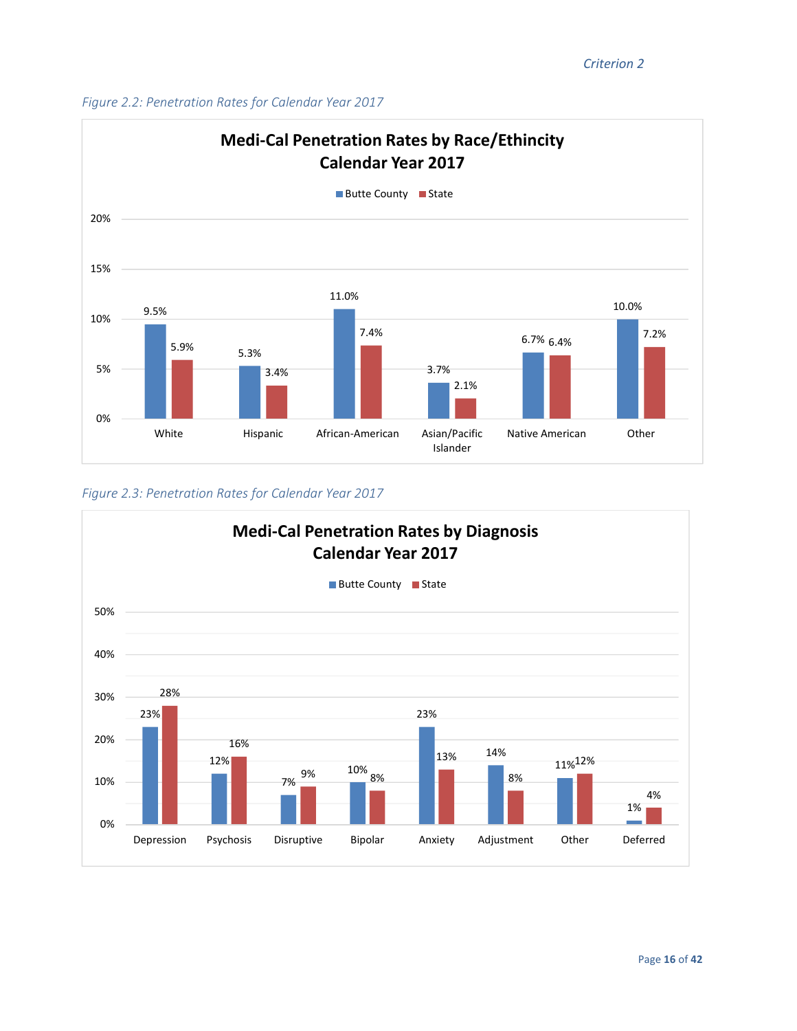*Figure 2.2: Penetration Rates for Calendar Year 2017*

**Medi-Cal Penetration Rates by Race/Ethincity Calendar Year 2017**

| Race/Ethnicity | Butte County | State |
|---|---|---|
| White | 9.5% | 5.9% |
| Hispanic | 5.3% | 3.4% |
| African-American | 11.0% | 7.4% |
| Asian/Pacific Islander | 3.7% | 2.1% |
| Native American | 6.7% | 6.4% |
| Other | 10.0% | 7.2% |

*Figure 2.3: Penetration Rates for Calendar Year 2017*

**Medi-Cal Penetration Rates by Diagnosis Calendar Year 2017**

| Diagnosis | Butte County | State |
|---|---|---|
| Depression | 23% | 28% |
| Psychosis | 12% | 16% |
| Disruptive | 7% | 9% |
| Bipolar | 10% | 8% |
| Anxiety | 23% | 13% |
| Adjustment | 14% | 8% |
| Other | 11% | 12% |
| Deferred | 1% | 4% |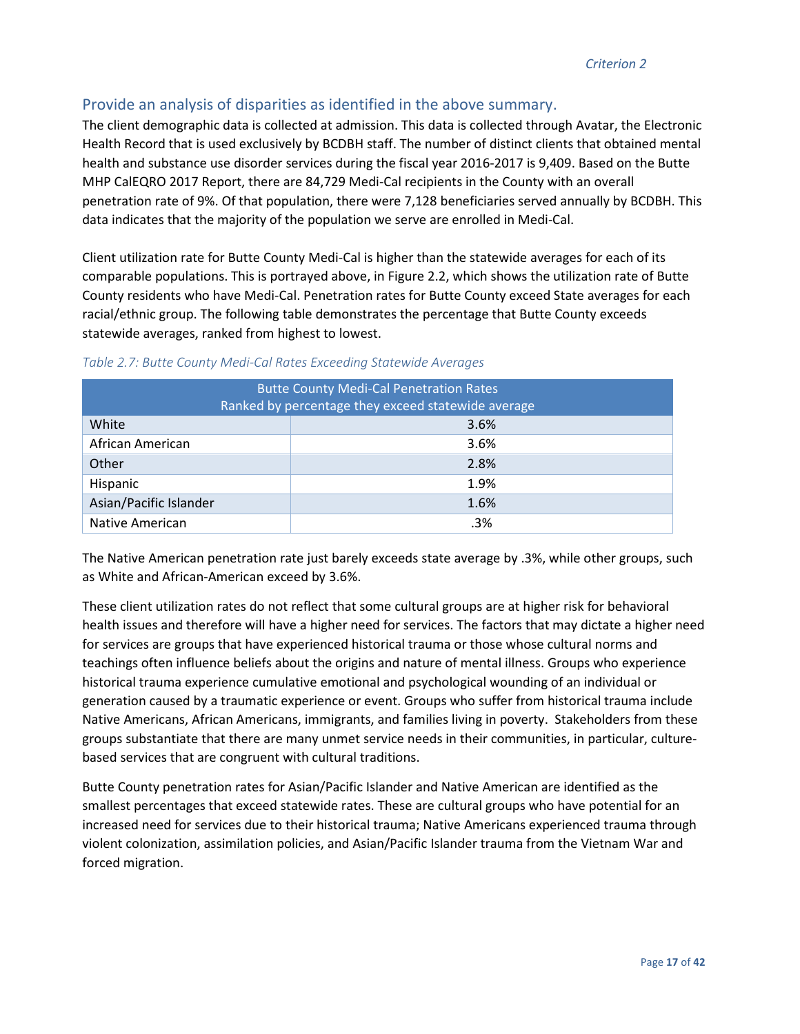## Provide an analysis of disparities as identified in the above summary.

The client demographic data is collected at admission. This data is collected through Avatar, the Electronic Health Record that is used exclusively by BCDBH staff. The number of distinct clients that obtained mental health and substance use disorder services during the fiscal year 2016-2017 is 9,409. Based on the Butte MHP CalEQRO 2017 Report, there are 84,729 Medi-Cal recipients in the County with an overall penetration rate of 9%. Of that population, there were 7,128 beneficiaries served annually by BCDBH. This data indicates that the majority of the population we serve are enrolled in Medi-Cal.

Client utilization rate for Butte County Medi-Cal is higher than the statewide averages for each of its comparable populations. This is portrayed above, in Figure 2.2, which shows the utilization rate of Butte County residents who have Medi-Cal. Penetration rates for Butte County exceed State averages for each racial/ethnic group. The following table demonstrates the percentage that Butte County exceeds statewide averages, ranked from highest to lowest.

*Table 2.7: Butte County Medi-Cal Rates Exceeding Statewide Averages*

| Butte County Medi-Cal Penetration Rates<br>Ranked by percentage they exceed statewide average | |
|---|---|
| White | 3.6% |
| African American | 3.6% |
| Other | 2.8% |
| Hispanic | 1.9% |
| Asian/Pacific Islander | 1.6% |
| Native American | .3% |

The Native American penetration rate just barely exceeds state average by .3%, while other groups, such as White and African-American exceed by 3.6%.

These client utilization rates do not reflect that some cultural groups are at higher risk for behavioral health issues and therefore will have a higher need for services. The factors that may dictate a higher need for services are groups that have experienced historical trauma or those whose cultural norms and teachings often influence beliefs about the origins and nature of mental illness. Groups who experience historical trauma experience cumulative emotional and psychological wounding of an individual or generation caused by a traumatic experience or event. Groups who suffer from historical trauma include Native Americans, African Americans, immigrants, and families living in poverty. Stakeholders from these groups substantiate that there are many unmet service needs in their communities, in particular, culture-based services that are congruent with cultural traditions.

Butte County penetration rates for Asian/Pacific Islander and Native American are identified as the smallest percentages that exceed statewide rates. These are cultural groups who have potential for an increased need for services due to their historical trauma; Native Americans experienced trauma through violent colonization, assimilation policies, and Asian/Pacific Islander trauma from the Vietnam War and forced migration.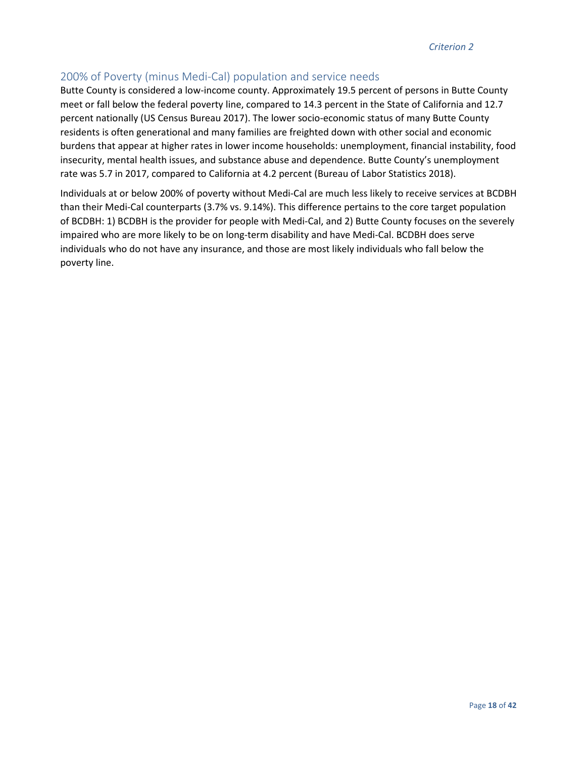## 200% of Poverty (minus Medi-Cal) population and service needs

Butte County is considered a low-income county. Approximately 19.5 percent of persons in Butte County meet or fall below the federal poverty line, compared to 14.3 percent in the State of California and 12.7 percent nationally (US Census Bureau 2017). The lower socio-economic status of many Butte County residents is often generational and many families are freighted down with other social and economic burdens that appear at higher rates in lower income households: unemployment, financial instability, food insecurity, mental health issues, and substance abuse and dependence. Butte County's unemployment rate was 5.7 in 2017, compared to California at 4.2 percent (Bureau of Labor Statistics 2018).

Individuals at or below 200% of poverty without Medi-Cal are much less likely to receive services at BCDBH than their Medi-Cal counterparts (3.7% vs. 9.14%). This difference pertains to the core target population of BCDBH: 1) BCDBH is the provider for people with Medi-Cal, and 2) Butte County focuses on the severely impaired who are more likely to be on long-term disability and have Medi-Cal. BCDBH does serve individuals who do not have any insurance, and those are most likely individuals who fall below the poverty line.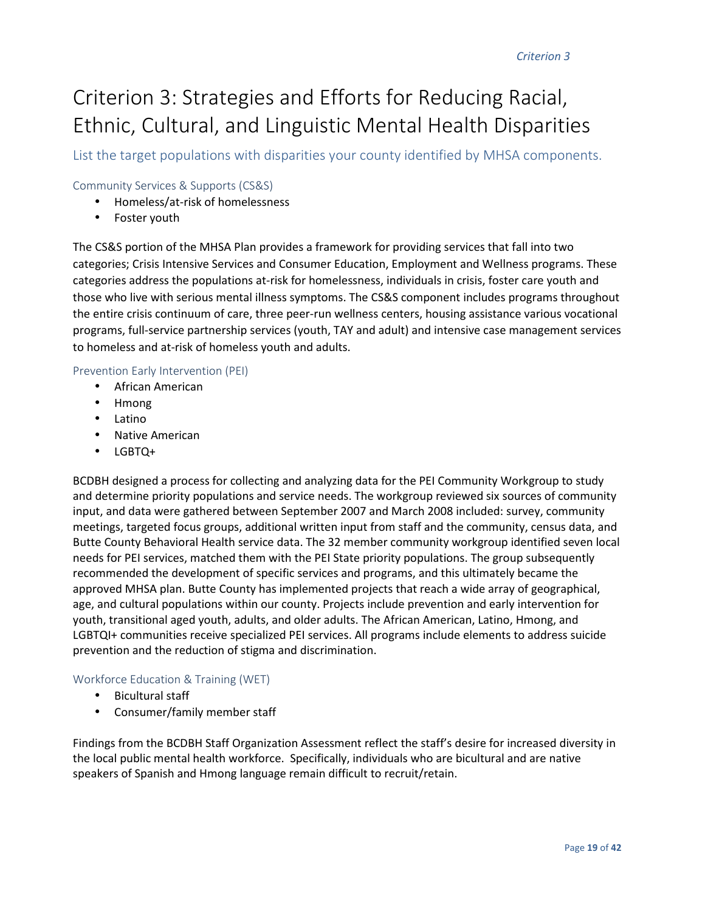# Criterion 3: Strategies and Efforts for Reducing Racial, Ethnic, Cultural, and Linguistic Mental Health Disparities

## List the target populations with disparities your county identified by MHSA components.

### Community Services & Supports (CS&S)

- Homeless/at-risk of homelessness
- Foster youth

The CS&S portion of the MHSA Plan provides a framework for providing services that fall into two categories; Crisis Intensive Services and Consumer Education, Employment and Wellness programs. These categories address the populations at-risk for homelessness, individuals in crisis, foster care youth and those who live with serious mental illness symptoms. The CS&S component includes programs throughout the entire crisis continuum of care, three peer-run wellness centers, housing assistance various vocational programs, full-service partnership services (youth, TAY and adult) and intensive case management services to homeless and at-risk of homeless youth and adults.

### Prevention Early Intervention (PEI)

- African American
- Hmong
- Latino
- Native American
- LGBTQ+

BCDBH designed a process for collecting and analyzing data for the PEI Community Workgroup to study and determine priority populations and service needs. The workgroup reviewed six sources of community input, and data were gathered between September 2007 and March 2008 included: survey, community meetings, targeted focus groups, additional written input from staff and the community, census data, and Butte County Behavioral Health service data. The 32 member community workgroup identified seven local needs for PEI services, matched them with the PEI State priority populations. The group subsequently recommended the development of specific services and programs, and this ultimately became the approved MHSA plan. Butte County has implemented projects that reach a wide array of geographical, age, and cultural populations within our county. Projects include prevention and early intervention for youth, transitional aged youth, adults, and older adults. The African American, Latino, Hmong, and LGBTQI+ communities receive specialized PEI services. All programs include elements to address suicide prevention and the reduction of stigma and discrimination.

### Workforce Education & Training (WET)

- Bicultural staff
- Consumer/family member staff

Findings from the BCDBH Staff Organization Assessment reflect the staff's desire for increased diversity in the local public mental health workforce. Specifically, individuals who are bicultural and are native speakers of Spanish and Hmong language remain difficult to recruit/retain.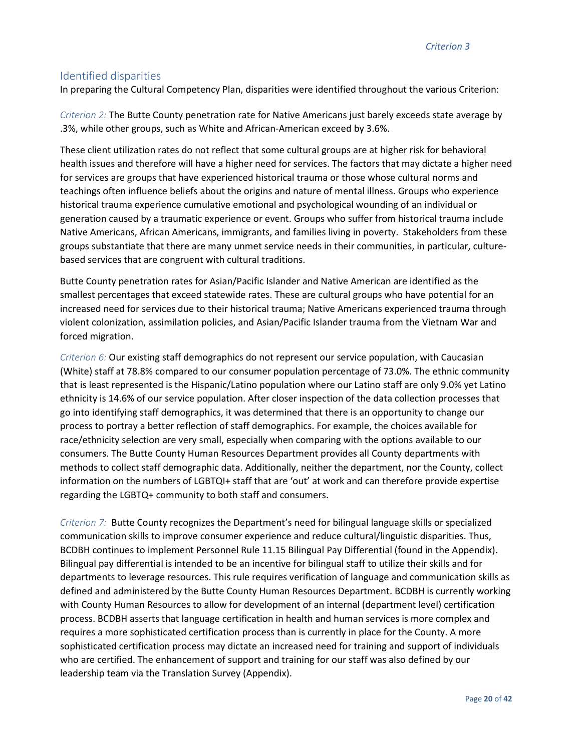## Identified disparities

In preparing the Cultural Competency Plan, disparities were identified throughout the various Criterion:

*Criterion 2:* The Butte County penetration rate for Native Americans just barely exceeds state average by .3%, while other groups, such as White and African-American exceed by 3.6%.

These client utilization rates do not reflect that some cultural groups are at higher risk for behavioral health issues and therefore will have a higher need for services. The factors that may dictate a higher need for services are groups that have experienced historical trauma or those whose cultural norms and teachings often influence beliefs about the origins and nature of mental illness. Groups who experience historical trauma experience cumulative emotional and psychological wounding of an individual or generation caused by a traumatic experience or event. Groups who suffer from historical trauma include Native Americans, African Americans, immigrants, and families living in poverty. Stakeholders from these groups substantiate that there are many unmet service needs in their communities, in particular, culture-based services that are congruent with cultural traditions.

Butte County penetration rates for Asian/Pacific Islander and Native American are identified as the smallest percentages that exceed statewide rates. These are cultural groups who have potential for an increased need for services due to their historical trauma; Native Americans experienced trauma through violent colonization, assimilation policies, and Asian/Pacific Islander trauma from the Vietnam War and forced migration.

*Criterion 6:* Our existing staff demographics do not represent our service population, with Caucasian (White) staff at 78.8% compared to our consumer population percentage of 73.0%. The ethnic community that is least represented is the Hispanic/Latino population where our Latino staff are only 9.0% yet Latino ethnicity is 14.6% of our service population. After closer inspection of the data collection processes that go into identifying staff demographics, it was determined that there is an opportunity to change our process to portray a better reflection of staff demographics. For example, the choices available for race/ethnicity selection are very small, especially when comparing with the options available to our consumers. The Butte County Human Resources Department provides all County departments with methods to collect staff demographic data. Additionally, neither the department, nor the County, collect information on the numbers of LGBTQI+ staff that are 'out' at work and can therefore provide expertise regarding the LGBTQ+ community to both staff and consumers.

*Criterion 7:* Butte County recognizes the Department's need for bilingual language skills or specialized communication skills to improve consumer experience and reduce cultural/linguistic disparities. Thus, BCDBH continues to implement Personnel Rule 11.15 Bilingual Pay Differential (found in the Appendix). Bilingual pay differential is intended to be an incentive for bilingual staff to utilize their skills and for departments to leverage resources. This rule requires verification of language and communication skills as defined and administered by the Butte County Human Resources Department. BCDBH is currently working with County Human Resources to allow for development of an internal (department level) certification process. BCDBH asserts that language certification in health and human services is more complex and requires a more sophisticated certification process than is currently in place for the County. A more sophisticated certification process may dictate an increased need for training and support of individuals who are certified. The enhancement of support and training for our staff was also defined by our leadership team via the Translation Survey (Appendix).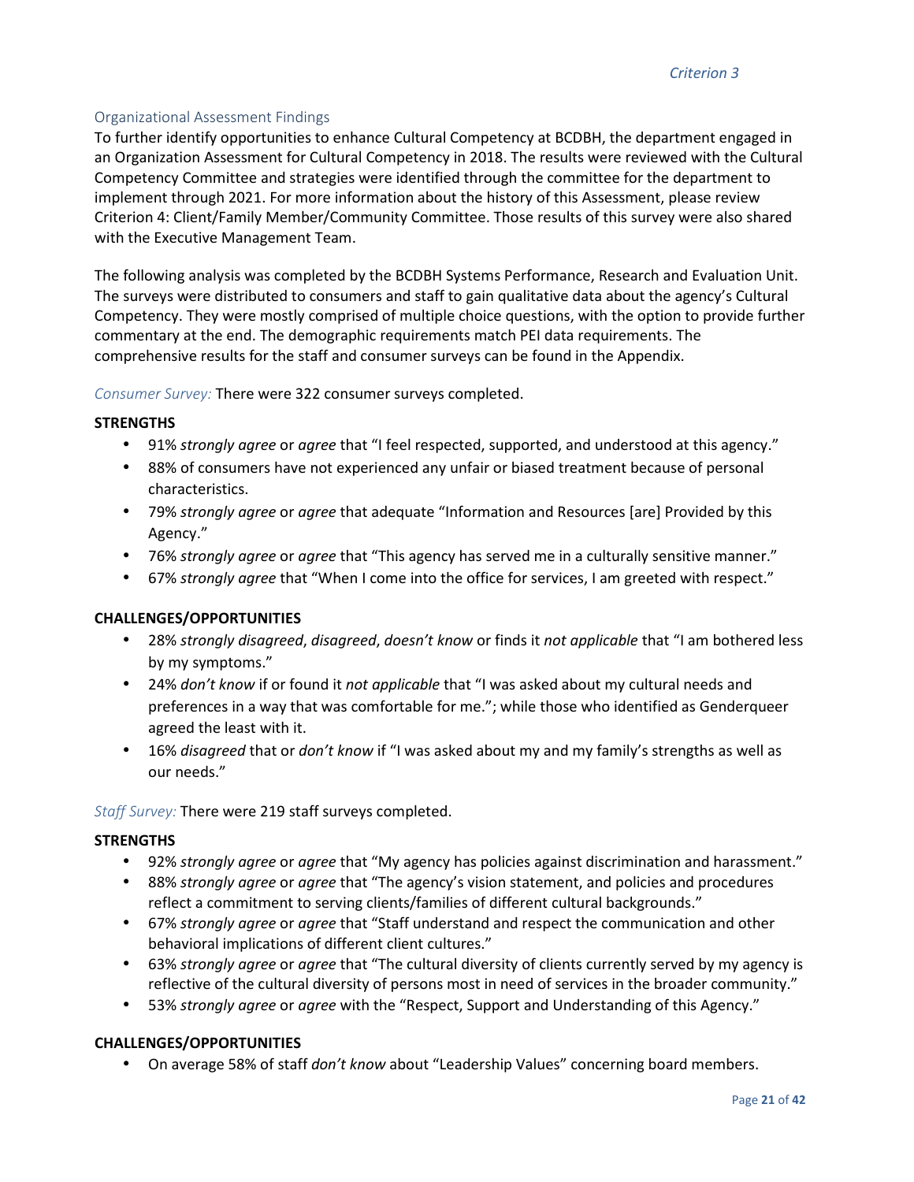## Organizational Assessment Findings

To further identify opportunities to enhance Cultural Competency at BCDBH, the department engaged in an Organization Assessment for Cultural Competency in 2018. The results were reviewed with the Cultural Competency Committee and strategies were identified through the committee for the department to implement through 2021. For more information about the history of this Assessment, please review Criterion 4: Client/Family Member/Community Committee. Those results of this survey were also shared with the Executive Management Team.

The following analysis was completed by the BCDBH Systems Performance, Research and Evaluation Unit. The surveys were distributed to consumers and staff to gain qualitative data about the agency's Cultural Competency. They were mostly comprised of multiple choice questions, with the option to provide further commentary at the end. The demographic requirements match PEI data requirements. The comprehensive results for the staff and consumer surveys can be found in the Appendix.

*Consumer Survey:* There were 322 consumer surveys completed.

**STRENGTHS**

- 91% *strongly agree* or *agree* that "I feel respected, supported, and understood at this agency."
- 88% of consumers have not experienced any unfair or biased treatment because of personal characteristics.
- 79% *strongly agree* or *agree* that adequate "Information and Resources [are] Provided by this Agency."
- 76% *strongly agree* or *agree* that "This agency has served me in a culturally sensitive manner."
- 67% *strongly agree* that "When I come into the office for services, I am greeted with respect."

**CHALLENGES/OPPORTUNITIES**

- 28% *strongly disagreed*, *disagreed*, *doesn't know* or finds it *not applicable* that "I am bothered less by my symptoms."
- 24% *don't know* if or found it *not applicable* that "I was asked about my cultural needs and preferences in a way that was comfortable for me."; while those who identified as Genderqueer agreed the least with it.
- 16% *disagreed* that or *don't know* if "I was asked about my and my family's strengths as well as our needs."

*Staff Survey:* There were 219 staff surveys completed.

**STRENGTHS**

- 92% *strongly agree* or *agree* that "My agency has policies against discrimination and harassment."
- 88% *strongly agree* or *agree* that "The agency's vision statement, and policies and procedures reflect a commitment to serving clients/families of different cultural backgrounds."
- 67% *strongly agree* or *agree* that "Staff understand and respect the communication and other behavioral implications of different client cultures."
- 63% *strongly agree* or *agree* that "The cultural diversity of clients currently served by my agency is reflective of the cultural diversity of persons most in need of services in the broader community."
- 53% *strongly agree* or *agree* with the "Respect, Support and Understanding of this Agency."

**CHALLENGES/OPPORTUNITIES**

- On average 58% of staff *don't know* about "Leadership Values" concerning board members.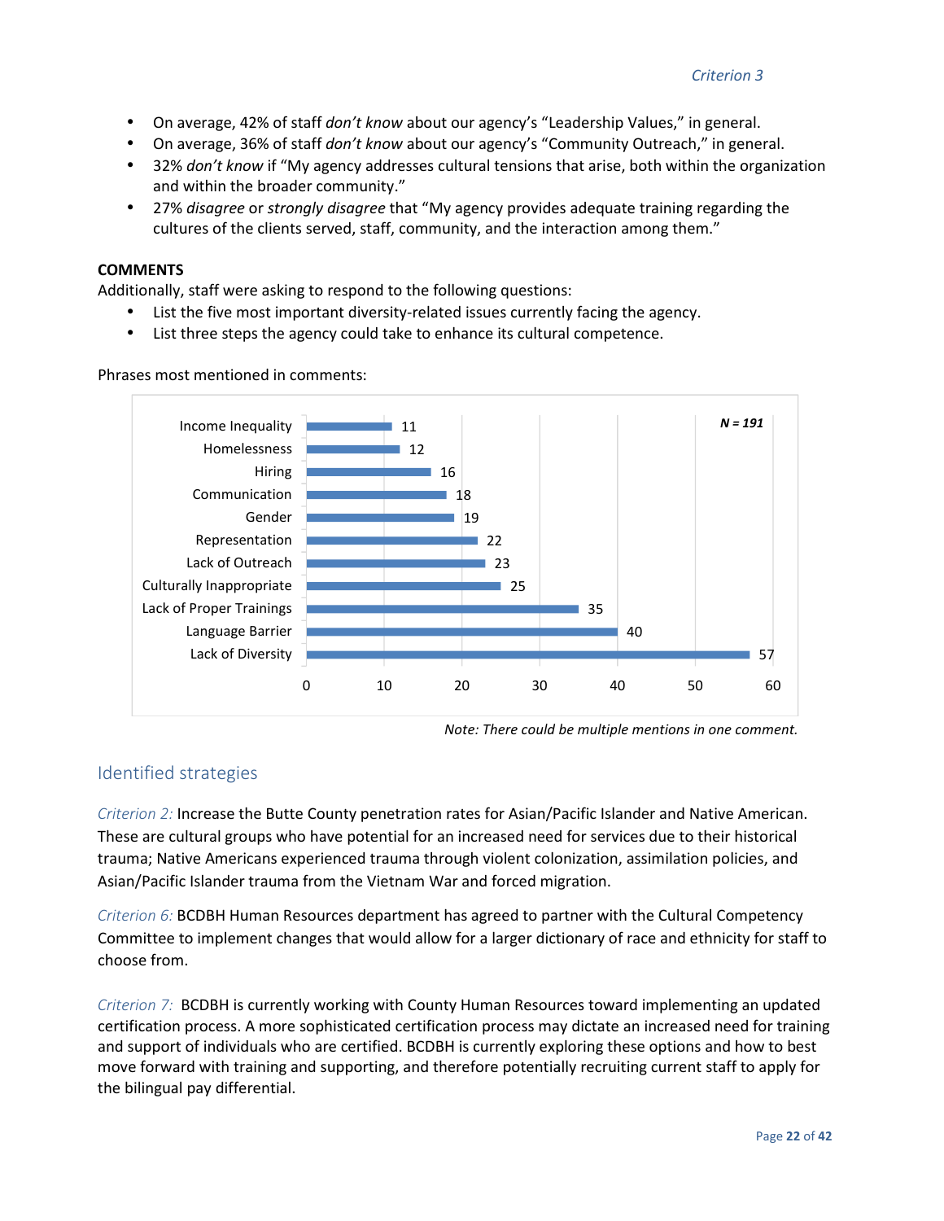- On average, 42% of staff *don't know* about our agency's "Leadership Values," in general.
- On average, 36% of staff *don't know* about our agency's "Community Outreach," in general.
- 32% *don't know* if "My agency addresses cultural tensions that arise, both within the organization and within the broader community."
- 27% *disagree* or *strongly disagree* that "My agency provides adequate training regarding the cultures of the clients served, staff, community, and the interaction among them."

**COMMENTS**

Additionally, staff were asking to respond to the following questions:

- List the five most important diversity-related issues currently facing the agency.
- List three steps the agency could take to enhance its cultural competence.

Phrases most mentioned in comments:

*N = 191*

| Phrase | Mentions |
|---|---|
| Income Inequality | 11 |
| Homelessness | 12 |
| Hiring | 16 |
| Communication | 18 |
| Gender | 19 |
| Representation | 22 |
| Lack of Outreach | 23 |
| Culturally Inappropriate | 25 |
| Lack of Proper Trainings | 35 |
| Language Barrier | 40 |
| Lack of Diversity | 57 |

*Note: There could be multiple mentions in one comment.*

## Identified strategies

*Criterion 2:* Increase the Butte County penetration rates for Asian/Pacific Islander and Native American. These are cultural groups who have potential for an increased need for services due to their historical trauma; Native Americans experienced trauma through violent colonization, assimilation policies, and Asian/Pacific Islander trauma from the Vietnam War and forced migration.

*Criterion 6:* BCDBH Human Resources department has agreed to partner with the Cultural Competency Committee to implement changes that would allow for a larger dictionary of race and ethnicity for staff to choose from.

*Criterion 7:* BCDBH is currently working with County Human Resources toward implementing an updated certification process. A more sophisticated certification process may dictate an increased need for training and support of individuals who are certified. BCDBH is currently exploring these options and how to best move forward with training and supporting, and therefore potentially recruiting current staff to apply for the bilingual pay differential.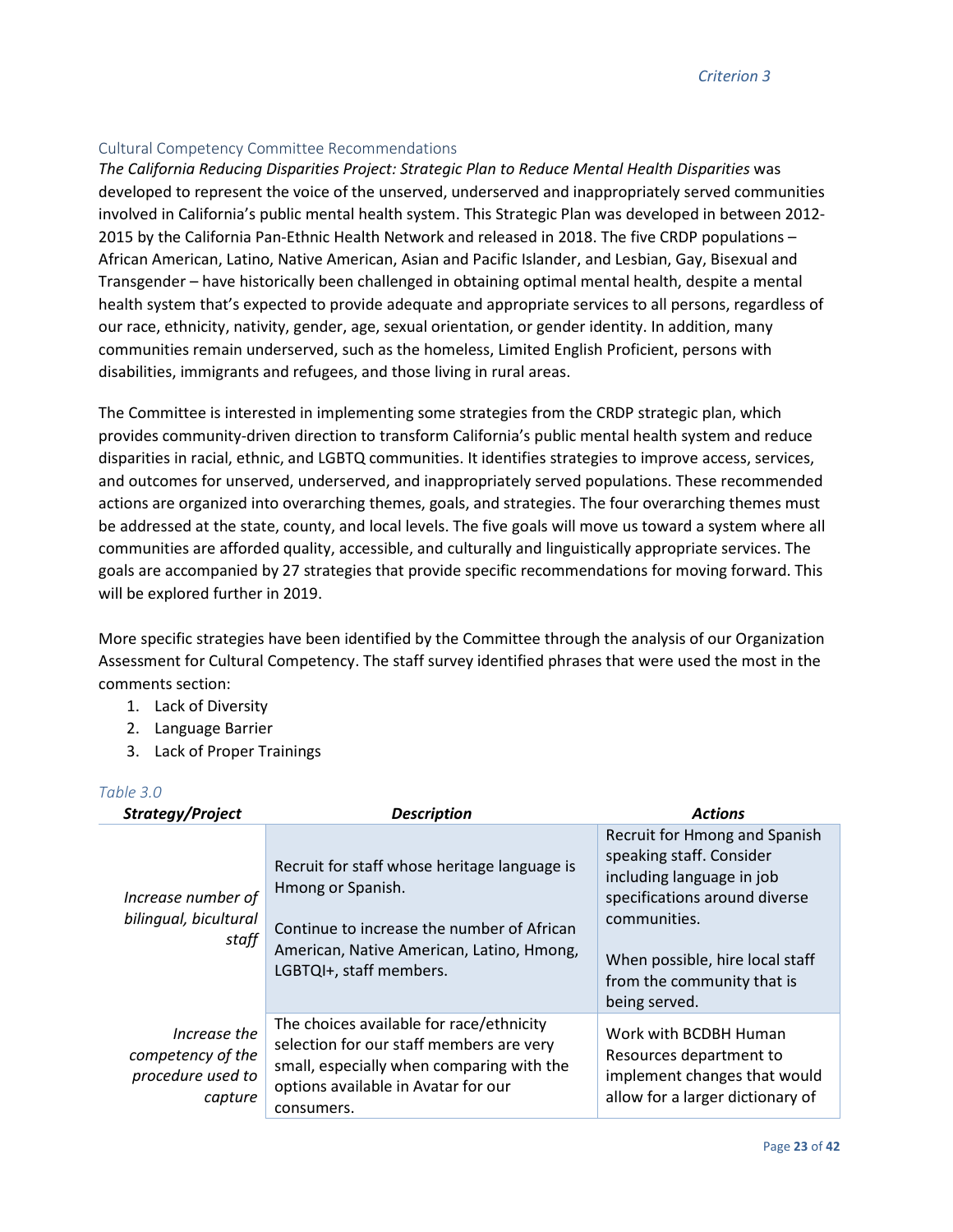## Cultural Competency Committee Recommendations

*The California Reducing Disparities Project: Strategic Plan to Reduce Mental Health Disparities* was developed to represent the voice of the unserved, underserved and inappropriately served communities involved in California's public mental health system. This Strategic Plan was developed in between 2012-2015 by the California Pan-Ethnic Health Network and released in 2018. The five CRDP populations – African American, Latino, Native American, Asian and Pacific Islander, and Lesbian, Gay, Bisexual and Transgender – have historically been challenged in obtaining optimal mental health, despite a mental health system that's expected to provide adequate and appropriate services to all persons, regardless of our race, ethnicity, nativity, gender, age, sexual orientation, or gender identity. In addition, many communities remain underserved, such as the homeless, Limited English Proficient, persons with disabilities, immigrants and refugees, and those living in rural areas.

The Committee is interested in implementing some strategies from the CRDP strategic plan, which provides community-driven direction to transform California's public mental health system and reduce disparities in racial, ethnic, and LGBTQ communities. It identifies strategies to improve access, services, and outcomes for unserved, underserved, and inappropriately served populations. These recommended actions are organized into overarching themes, goals, and strategies. The four overarching themes must be addressed at the state, county, and local levels. The five goals will move us toward a system where all communities are afforded quality, accessible, and culturally and linguistically appropriate services. The goals are accompanied by 27 strategies that provide specific recommendations for moving forward. This will be explored further in 2019.

More specific strategies have been identified by the Committee through the analysis of our Organization Assessment for Cultural Competency. The staff survey identified phrases that were used the most in the comments section:

1. Lack of Diversity
2. Language Barrier
3. Lack of Proper Trainings

*Table 3.0*

| ***Strategy/Project*** | ***Description*** | ***Actions*** |
| --- | --- | --- |
| *Increase number of bilingual, bicultural staff* | Recruit for staff whose heritage language is Hmong or Spanish.<br><br>Continue to increase the number of African American, Native American, Latino, Hmong, LGBTQI+, staff members. | Recruit for Hmong and Spanish speaking staff. Consider including language in job specifications around diverse communities.<br><br>When possible, hire local staff from the community that is being served. |
| *Increase the competency of the procedure used to capture* | The choices available for race/ethnicity selection for our staff members are very small, especially when comparing with the options available in Avatar for our consumers. | Work with BCDBH Human Resources department to implement changes that would allow for a larger dictionary of |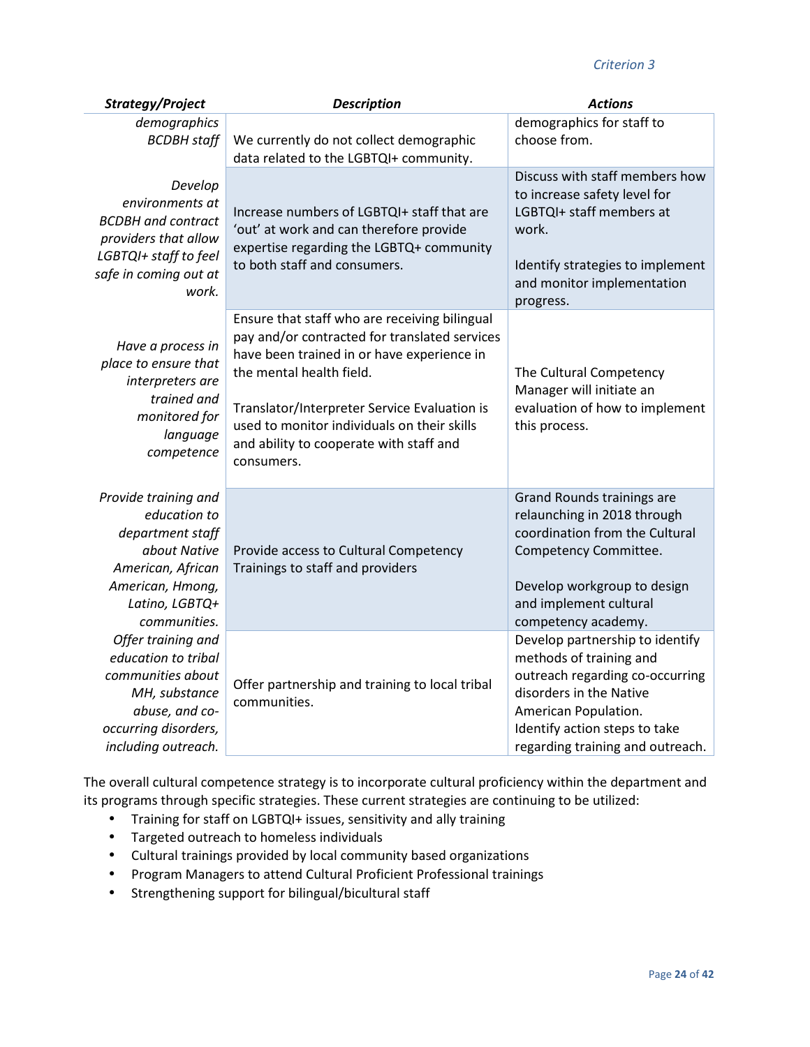| *Strategy/Project* | *Description* | *Actions* |
|---|---|---|
| *demographics BCDBH staff* | We currently do not collect demographic data related to the LGBTQI+ community. | demographics for staff to choose from. |
| *Develop environments at BCDBH and contract providers that allow LGBTQI+ staff to feel safe in coming out at work.* | Increase numbers of LGBTQI+ staff that are 'out' at work and can therefore provide expertise regarding the LGBTQ+ community to both staff and consumers. | Discuss with staff members how to increase safety level for LGBTQI+ staff members at work.<br><br>Identify strategies to implement and monitor implementation progress. |
| *Have a process in place to ensure that interpreters are trained and monitored for language competence* | Ensure that staff who are receiving bilingual pay and/or contracted for translated services have been trained in or have experience in the mental health field.<br><br>Translator/Interpreter Service Evaluation is used to monitor individuals on their skills and ability to cooperate with staff and consumers. | The Cultural Competency Manager will initiate an evaluation of how to implement this process. |
| *Provide training and education to department staff about Native American, African American, Hmong, Latino, LGBTQ+ communities.* | Provide access to Cultural Competency Trainings to staff and providers | Grand Rounds trainings are relaunching in 2018 through coordination from the Cultural Competency Committee.<br><br>Develop workgroup to design and implement cultural competency academy. |
| *Offer training and education to tribal communities about MH, substance abuse, and co-occurring disorders, including outreach.* | Offer partnership and training to local tribal communities. | Develop partnership to identify methods of training and outreach regarding co-occurring disorders in the Native American Population.<br>Identify action steps to take regarding training and outreach. |

The overall cultural competence strategy is to incorporate cultural proficiency within the department and its programs through specific strategies. These current strategies are continuing to be utilized:

- Training for staff on LGBTQI+ issues, sensitivity and ally training
- Targeted outreach to homeless individuals
- Cultural trainings provided by local community based organizations
- Program Managers to attend Cultural Proficient Professional trainings
- Strengthening support for bilingual/bicultural staff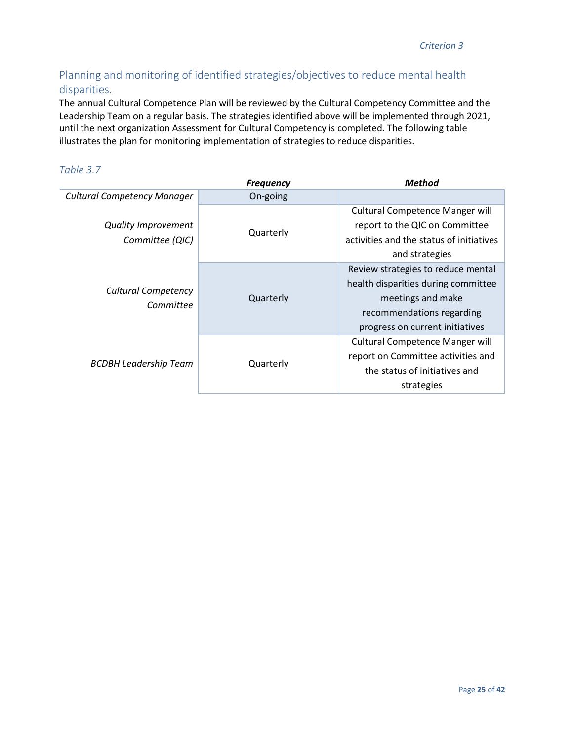## Planning and monitoring of identified strategies/objectives to reduce mental health disparities.

The annual Cultural Competence Plan will be reviewed by the Cultural Competency Committee and the Leadership Team on a regular basis. The strategies identified above will be implemented through 2021, until the next organization Assessment for Cultural Competency is completed. The following table illustrates the plan for monitoring implementation of strategies to reduce disparities.

*Table 3.7*

| | ***Frequency*** | ***Method*** |
|---|---|---|
| *Cultural Competency Manager* | On-going | |
| *Quality Improvement Committee (QIC)* | Quarterly | Cultural Competence Manger will report to the QIC on Committee activities and the status of initiatives and strategies |
| *Cultural Competency Committee* | Quarterly | Review strategies to reduce mental health disparities during committee meetings and make recommendations regarding progress on current initiatives |
| *BCDBH Leadership Team* | Quarterly | Cultural Competence Manger will report on Committee activities and the status of initiatives and strategies |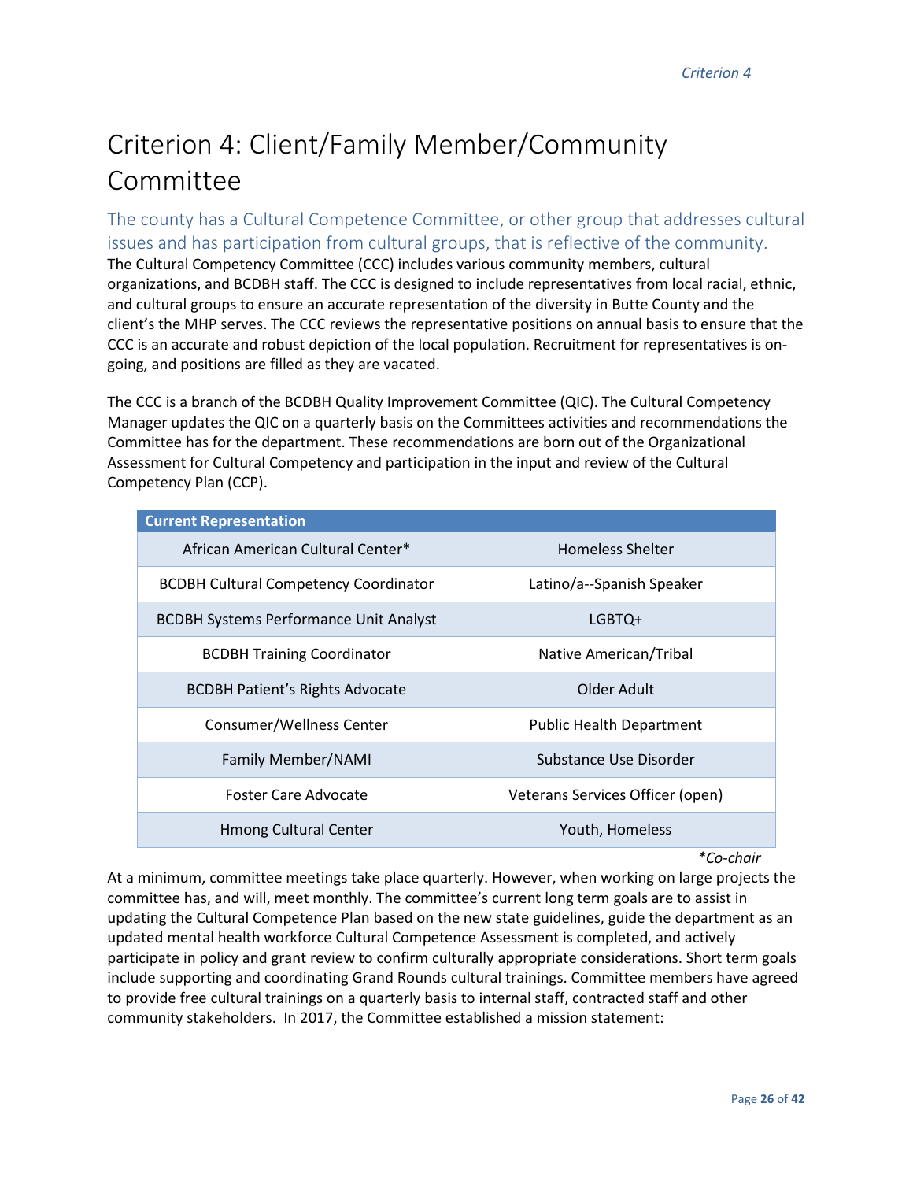# Criterion 4: Client/Family Member/Community Committee

## The county has a Cultural Competence Committee, or other group that addresses cultural issues and has participation from cultural groups, that is reflective of the community.

The Cultural Competency Committee (CCC) includes various community members, cultural organizations, and BCDBH staff. The CCC is designed to include representatives from local racial, ethnic, and cultural groups to ensure an accurate representation of the diversity in Butte County and the client's the MHP serves. The CCC reviews the representative positions on annual basis to ensure that the CCC is an accurate and robust depiction of the local population. Recruitment for representatives is on-going, and positions are filled as they are vacated.

The CCC is a branch of the BCDBH Quality Improvement Committee (QIC). The Cultural Competency Manager updates the QIC on a quarterly basis on the Committees activities and recommendations the Committee has for the department. These recommendations are born out of the Organizational Assessment for Cultural Competency and participation in the input and review of the Cultural Competency Plan (CCP).

| Current Representation | |
|---|---|
| African American Cultural Center* | Homeless Shelter |
| BCDBH Cultural Competency Coordinator | Latino/a--Spanish Speaker |
| BCDBH Systems Performance Unit Analyst | LGBTQ+ |
| BCDBH Training Coordinator | Native American/Tribal |
| BCDBH Patient's Rights Advocate | Older Adult |
| Consumer/Wellness Center | Public Health Department |
| Family Member/NAMI | Substance Use Disorder |
| Foster Care Advocate | Veterans Services Officer (open) |
| Hmong Cultural Center | Youth, Homeless |

*\*Co-chair*

At a minimum, committee meetings take place quarterly. However, when working on large projects the committee has, and will, meet monthly. The committee's current long term goals are to assist in updating the Cultural Competence Plan based on the new state guidelines, guide the department as an updated mental health workforce Cultural Competence Assessment is completed, and actively participate in policy and grant review to confirm culturally appropriate considerations. Short term goals include supporting and coordinating Grand Rounds cultural trainings. Committee members have agreed to provide free cultural trainings on a quarterly basis to internal staff, contracted staff and other community stakeholders. In 2017, the Committee established a mission statement: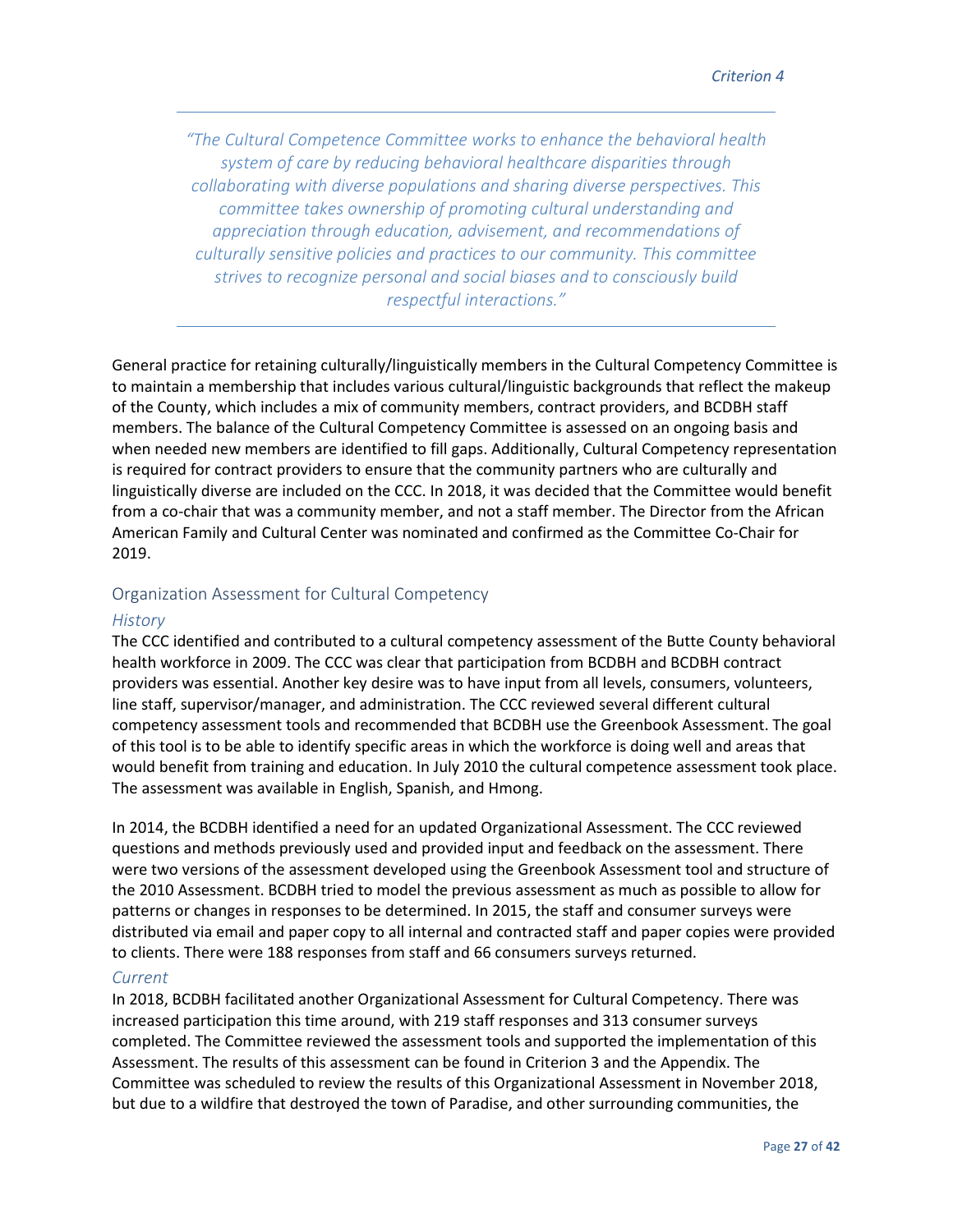*"The Cultural Competence Committee works to enhance the behavioral health system of care by reducing behavioral healthcare disparities through collaborating with diverse populations and sharing diverse perspectives. This committee takes ownership of promoting cultural understanding and appreciation through education, advisement, and recommendations of culturally sensitive policies and practices to our community. This committee strives to recognize personal and social biases and to consciously build respectful interactions."*

---

General practice for retaining culturally/linguistically members in the Cultural Competency Committee is to maintain a membership that includes various cultural/linguistic backgrounds that reflect the makeup of the County, which includes a mix of community members, contract providers, and BCDBH staff members. The balance of the Cultural Competency Committee is assessed on an ongoing basis and when needed new members are identified to fill gaps. Additionally, Cultural Competency representation is required for contract providers to ensure that the community partners who are culturally and linguistically diverse are included on the CCC. In 2018, it was decided that the Committee would benefit from a co-chair that was a community member, and not a staff member. The Director from the African American Family and Cultural Center was nominated and confirmed as the Committee Co-Chair for 2019.

## Organization Assessment for Cultural Competency

### *History*

The CCC identified and contributed to a cultural competency assessment of the Butte County behavioral health workforce in 2009. The CCC was clear that participation from BCDBH and BCDBH contract providers was essential. Another key desire was to have input from all levels, consumers, volunteers, line staff, supervisor/manager, and administration. The CCC reviewed several different cultural competency assessment tools and recommended that BCDBH use the Greenbook Assessment. The goal of this tool is to be able to identify specific areas in which the workforce is doing well and areas that would benefit from training and education. In July 2010 the cultural competence assessment took place. The assessment was available in English, Spanish, and Hmong.

In 2014, the BCDBH identified a need for an updated Organizational Assessment. The CCC reviewed questions and methods previously used and provided input and feedback on the assessment. There were two versions of the assessment developed using the Greenbook Assessment tool and structure of the 2010 Assessment. BCDBH tried to model the previous assessment as much as possible to allow for patterns or changes in responses to be determined. In 2015, the staff and consumer surveys were distributed via email and paper copy to all internal and contracted staff and paper copies were provided to clients. There were 188 responses from staff and 66 consumers surveys returned.

### *Current*

In 2018, BCDBH facilitated another Organizational Assessment for Cultural Competency. There was increased participation this time around, with 219 staff responses and 313 consumer surveys completed. The Committee reviewed the assessment tools and supported the implementation of this Assessment. The results of this assessment can be found in Criterion 3 and the Appendix. The Committee was scheduled to review the results of this Organizational Assessment in November 2018, but due to a wildfire that destroyed the town of Paradise, and other surrounding communities, the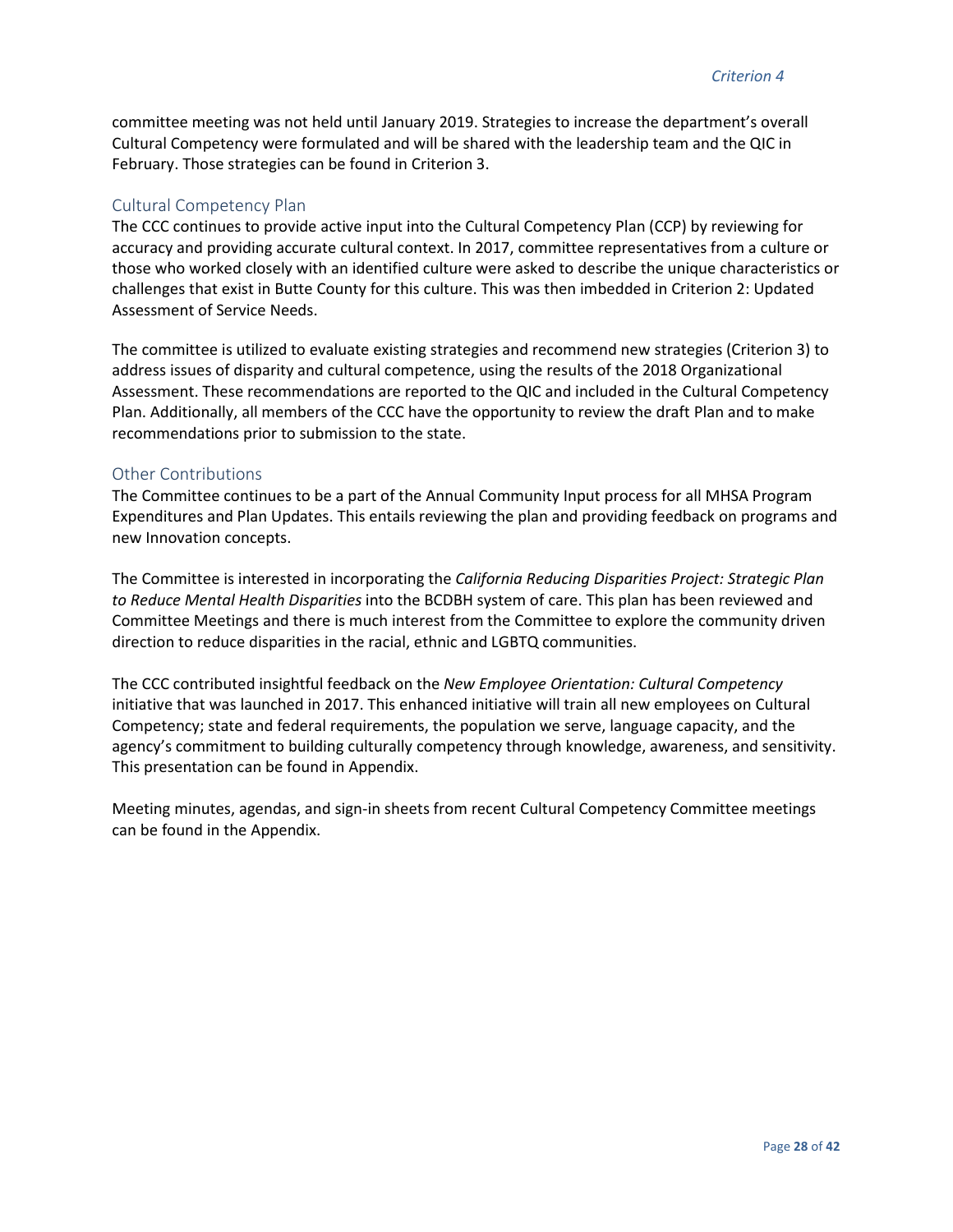committee meeting was not held until January 2019. Strategies to increase the department's overall Cultural Competency were formulated and will be shared with the leadership team and the QIC in February. Those strategies can be found in Criterion 3.

## Cultural Competency Plan

The CCC continues to provide active input into the Cultural Competency Plan (CCP) by reviewing for accuracy and providing accurate cultural context. In 2017, committee representatives from a culture or those who worked closely with an identified culture were asked to describe the unique characteristics or challenges that exist in Butte County for this culture. This was then imbedded in Criterion 2: Updated Assessment of Service Needs.

The committee is utilized to evaluate existing strategies and recommend new strategies (Criterion 3) to address issues of disparity and cultural competence, using the results of the 2018 Organizational Assessment. These recommendations are reported to the QIC and included in the Cultural Competency Plan. Additionally, all members of the CCC have the opportunity to review the draft Plan and to make recommendations prior to submission to the state.

## Other Contributions

The Committee continues to be a part of the Annual Community Input process for all MHSA Program Expenditures and Plan Updates. This entails reviewing the plan and providing feedback on programs and new Innovation concepts.

The Committee is interested in incorporating the *California Reducing Disparities Project: Strategic Plan to Reduce Mental Health Disparities* into the BCDBH system of care. This plan has been reviewed and Committee Meetings and there is much interest from the Committee to explore the community driven direction to reduce disparities in the racial, ethnic and LGBTQ communities.

The CCC contributed insightful feedback on the *New Employee Orientation: Cultural Competency* initiative that was launched in 2017. This enhanced initiative will train all new employees on Cultural Competency; state and federal requirements, the population we serve, language capacity, and the agency's commitment to building culturally competency through knowledge, awareness, and sensitivity. This presentation can be found in Appendix.

Meeting minutes, agendas, and sign-in sheets from recent Cultural Competency Committee meetings can be found in the Appendix.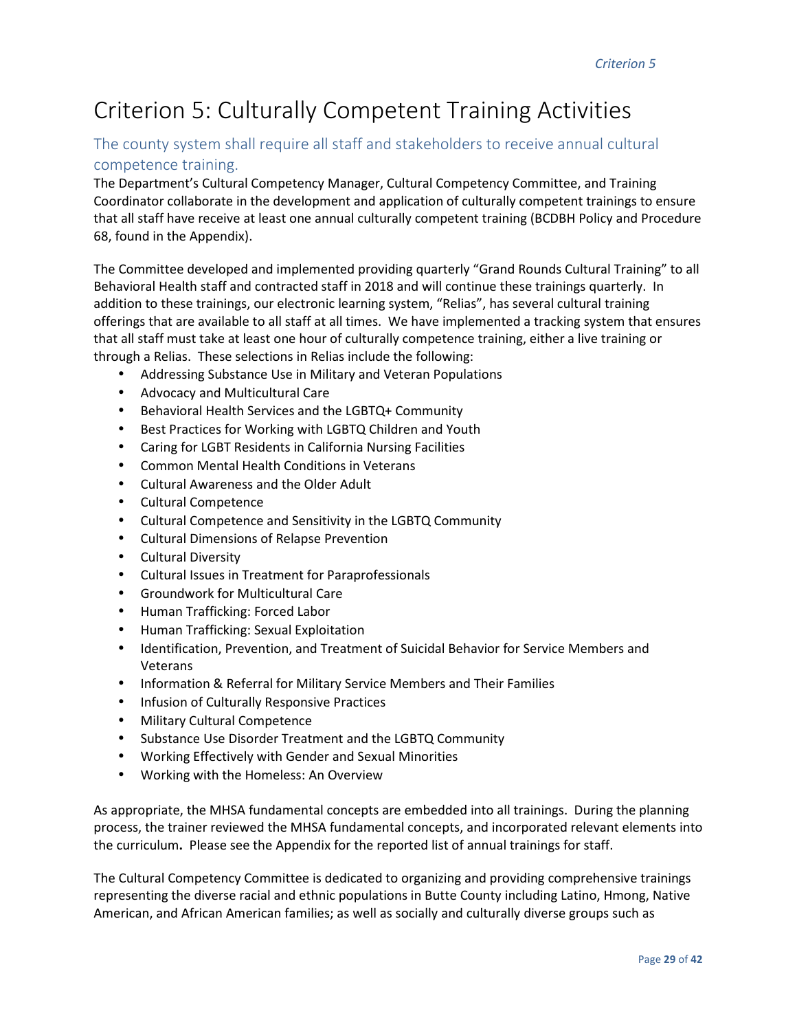# Criterion 5: Culturally Competent Training Activities

## The county system shall require all staff and stakeholders to receive annual cultural competence training.

The Department's Cultural Competency Manager, Cultural Competency Committee, and Training Coordinator collaborate in the development and application of culturally competent trainings to ensure that all staff have receive at least one annual culturally competent training (BCDBH Policy and Procedure 68, found in the Appendix).

The Committee developed and implemented providing quarterly "Grand Rounds Cultural Training" to all Behavioral Health staff and contracted staff in 2018 and will continue these trainings quarterly. In addition to these trainings, our electronic learning system, "Relias", has several cultural training offerings that are available to all staff at all times. We have implemented a tracking system that ensures that all staff must take at least one hour of culturally competence training, either a live training or through a Relias. These selections in Relias include the following:

- Addressing Substance Use in Military and Veteran Populations
- Advocacy and Multicultural Care
- Behavioral Health Services and the LGBTQ+ Community
- Best Practices for Working with LGBTQ Children and Youth
- Caring for LGBT Residents in California Nursing Facilities
- Common Mental Health Conditions in Veterans
- Cultural Awareness and the Older Adult
- Cultural Competence
- Cultural Competence and Sensitivity in the LGBTQ Community
- Cultural Dimensions of Relapse Prevention
- Cultural Diversity
- Cultural Issues in Treatment for Paraprofessionals
- Groundwork for Multicultural Care
- Human Trafficking: Forced Labor
- Human Trafficking: Sexual Exploitation
- Identification, Prevention, and Treatment of Suicidal Behavior for Service Members and Veterans
- Information & Referral for Military Service Members and Their Families
- Infusion of Culturally Responsive Practices
- Military Cultural Competence
- Substance Use Disorder Treatment and the LGBTQ Community
- Working Effectively with Gender and Sexual Minorities
- Working with the Homeless: An Overview

As appropriate, the MHSA fundamental concepts are embedded into all trainings. During the planning process, the trainer reviewed the MHSA fundamental concepts, and incorporated relevant elements into the curriculum**.** Please see the Appendix for the reported list of annual trainings for staff.

The Cultural Competency Committee is dedicated to organizing and providing comprehensive trainings representing the diverse racial and ethnic populations in Butte County including Latino, Hmong, Native American, and African American families; as well as socially and culturally diverse groups such as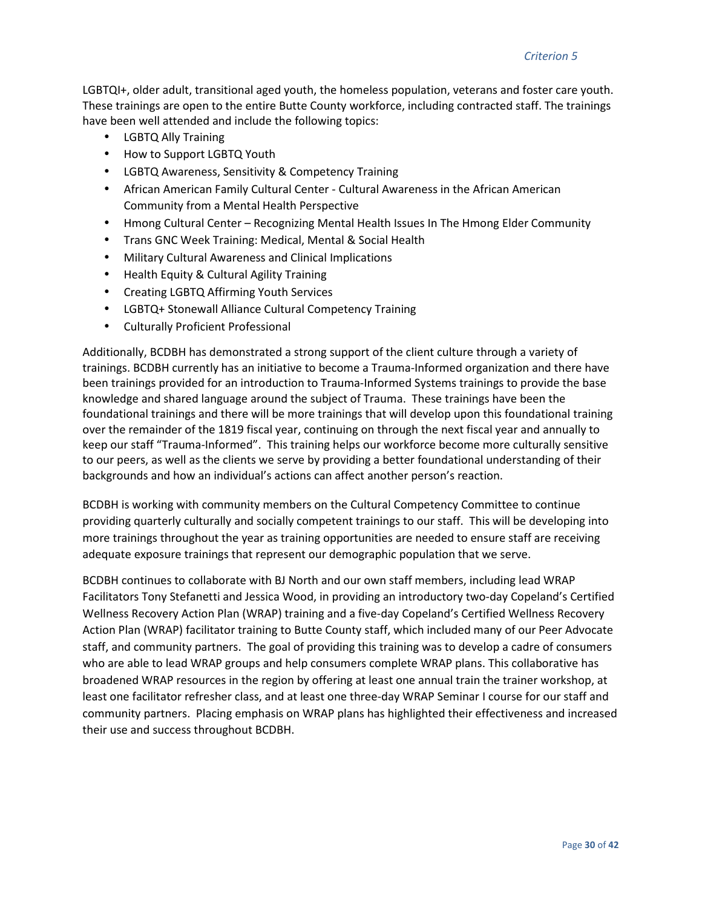LGBTQI+, older adult, transitional aged youth, the homeless population, veterans and foster care youth. These trainings are open to the entire Butte County workforce, including contracted staff. The trainings have been well attended and include the following topics:

- LGBTQ Ally Training
- How to Support LGBTQ Youth
- LGBTQ Awareness, Sensitivity & Competency Training
- African American Family Cultural Center - Cultural Awareness in the African American Community from a Mental Health Perspective
- Hmong Cultural Center – Recognizing Mental Health Issues In The Hmong Elder Community
- Trans GNC Week Training: Medical, Mental & Social Health
- Military Cultural Awareness and Clinical Implications
- Health Equity & Cultural Agility Training
- Creating LGBTQ Affirming Youth Services
- LGBTQ+ Stonewall Alliance Cultural Competency Training
- Culturally Proficient Professional

Additionally, BCDBH has demonstrated a strong support of the client culture through a variety of trainings. BCDBH currently has an initiative to become a Trauma-Informed organization and there have been trainings provided for an introduction to Trauma-Informed Systems trainings to provide the base knowledge and shared language around the subject of Trauma. These trainings have been the foundational trainings and there will be more trainings that will develop upon this foundational training over the remainder of the 1819 fiscal year, continuing on through the next fiscal year and annually to keep our staff "Trauma-Informed". This training helps our workforce become more culturally sensitive to our peers, as well as the clients we serve by providing a better foundational understanding of their backgrounds and how an individual's actions can affect another person's reaction.

BCDBH is working with community members on the Cultural Competency Committee to continue providing quarterly culturally and socially competent trainings to our staff. This will be developing into more trainings throughout the year as training opportunities are needed to ensure staff are receiving adequate exposure trainings that represent our demographic population that we serve.

BCDBH continues to collaborate with BJ North and our own staff members, including lead WRAP Facilitators Tony Stefanetti and Jessica Wood, in providing an introductory two-day Copeland's Certified Wellness Recovery Action Plan (WRAP) training and a five-day Copeland's Certified Wellness Recovery Action Plan (WRAP) facilitator training to Butte County staff, which included many of our Peer Advocate staff, and community partners. The goal of providing this training was to develop a cadre of consumers who are able to lead WRAP groups and help consumers complete WRAP plans. This collaborative has broadened WRAP resources in the region by offering at least one annual train the trainer workshop, at least one facilitator refresher class, and at least one three-day WRAP Seminar I course for our staff and community partners. Placing emphasis on WRAP plans has highlighted their effectiveness and increased their use and success throughout BCDBH.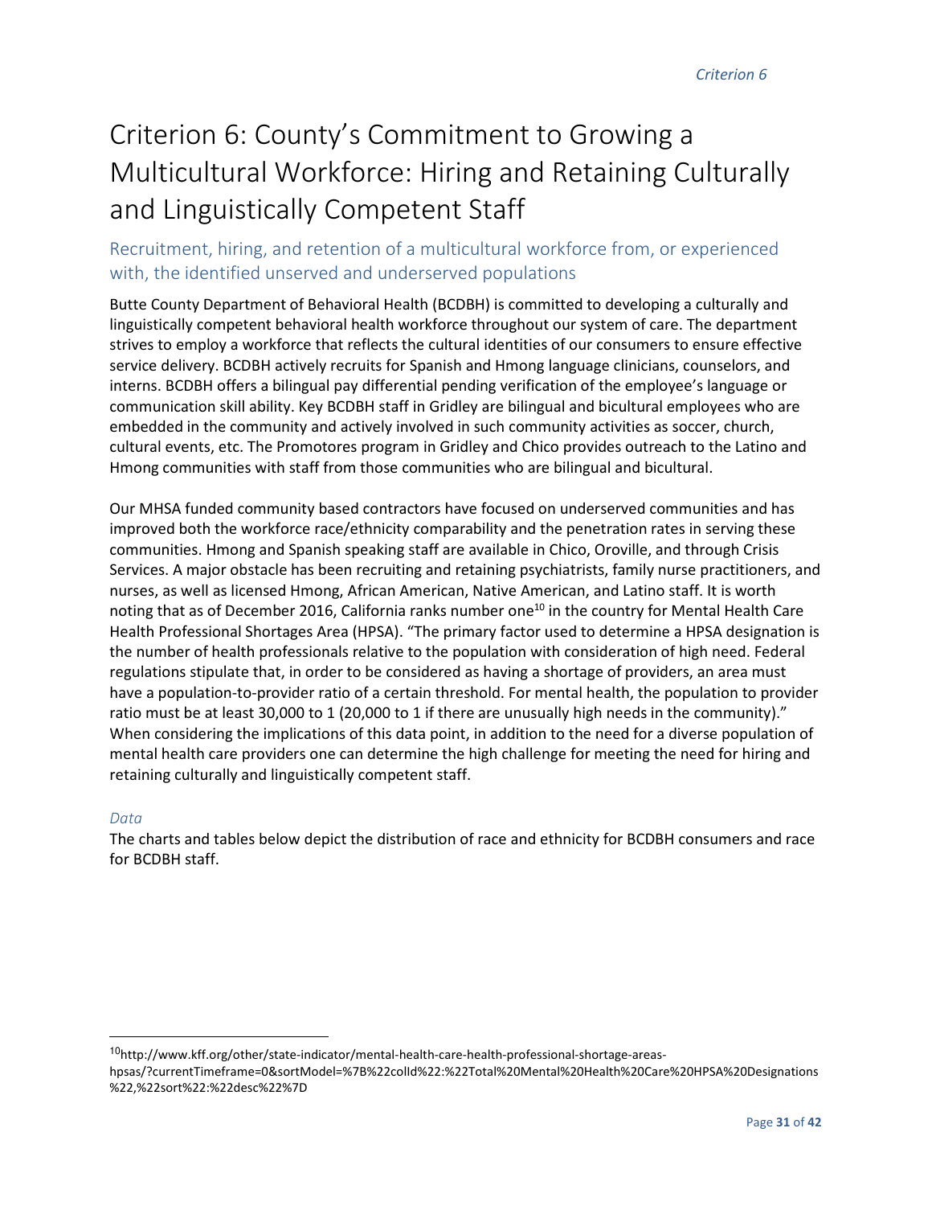# Criterion 6: County's Commitment to Growing a Multicultural Workforce: Hiring and Retaining Culturally and Linguistically Competent Staff

## Recruitment, hiring, and retention of a multicultural workforce from, or experienced with, the identified unserved and underserved populations

Butte County Department of Behavioral Health (BCDBH) is committed to developing a culturally and linguistically competent behavioral health workforce throughout our system of care. The department strives to employ a workforce that reflects the cultural identities of our consumers to ensure effective service delivery. BCDBH actively recruits for Spanish and Hmong language clinicians, counselors, and interns. BCDBH offers a bilingual pay differential pending verification of the employee's language or communication skill ability. Key BCDBH staff in Gridley are bilingual and bicultural employees who are embedded in the community and actively involved in such community activities as soccer, church, cultural events, etc. The Promotores program in Gridley and Chico provides outreach to the Latino and Hmong communities with staff from those communities who are bilingual and bicultural.

Our MHSA funded community based contractors have focused on underserved communities and has improved both the workforce race/ethnicity comparability and the penetration rates in serving these communities. Hmong and Spanish speaking staff are available in Chico, Oroville, and through Crisis Services. A major obstacle has been recruiting and retaining psychiatrists, family nurse practitioners, and nurses, as well as licensed Hmong, African American, Native American, and Latino staff. It is worth noting that as of December 2016, California ranks number one[10] in the country for Mental Health Care Health Professional Shortages Area (HPSA). "The primary factor used to determine a HPSA designation is the number of health professionals relative to the population with consideration of high need. Federal regulations stipulate that, in order to be considered as having a shortage of providers, an area must have a population-to-provider ratio of a certain threshold. For mental health, the population to provider ratio must be at least 30,000 to 1 (20,000 to 1 if there are unusually high needs in the community)." When considering the implications of this data point, in addition to the need for a diverse population of mental health care providers one can determine the high challenge for meeting the need for hiring and retaining culturally and linguistically competent staff.

*Data*

The charts and tables below depict the distribution of race and ethnicity for BCDBH consumers and race for BCDBH staff.

---

[10] http://www.kff.org/other/state-indicator/mental-health-care-health-professional-shortage-areas-hpsas/?currentTimeframe=0&sortModel=%7B%22colId%22:%22Total%20Mental%20Health%20Care%20HPSA%20Designations%22,%22sort%22:%22desc%22%7D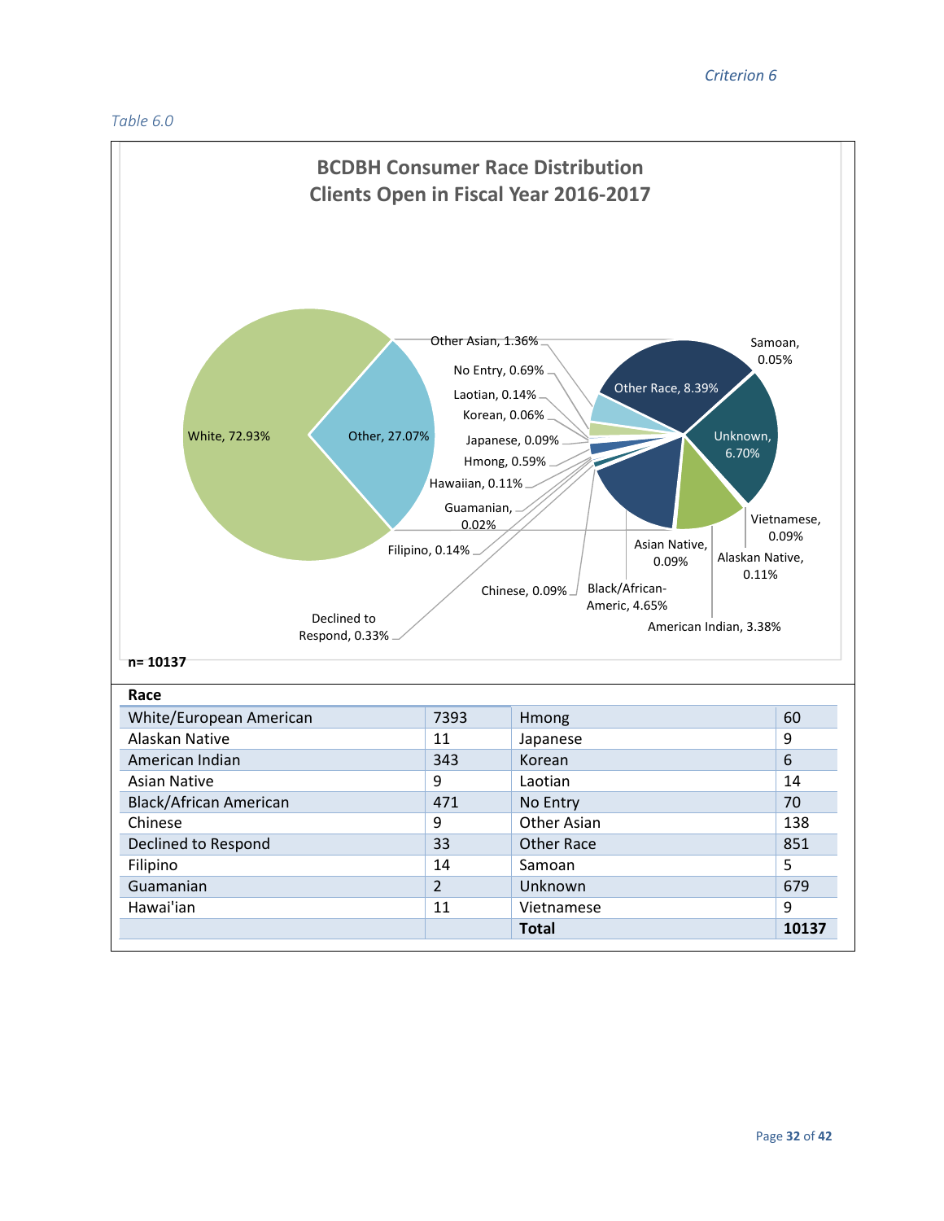*Table 6.0*

**BCDBH Consumer Race Distribution**
**Clients Open in Fiscal Year 2016-2017**

White, 72.93%; Other, 27.07%; Other Asian, 1.36%; No Entry, 0.69%; Laotian, 0.14%; Korean, 0.06%; Japanese, 0.09%; Hmong, 0.59%; Hawaiian, 0.11%; Guamanian, 0.02%; Filipino, 0.14%; Chinese, 0.09%; Declined to Respond, 0.33%; Samoan, 0.05%; Other Race, 8.39%; Unknown, 6.70%; Vietnamese, 0.09%; Alaskan Native, 0.11%; Asian Native, 0.09%; Black/African-Americ, 4.65%; American Indian, 3.38%

**n= 10137**

| **Race** | | | |
|---|---|---|---|
| White/European American | 7393 | Hmong | 60 |
| Alaskan Native | 11 | Japanese | 9 |
| American Indian | 343 | Korean | 6 |
| Asian Native | 9 | Laotian | 14 |
| Black/African American | 471 | No Entry | 70 |
| Chinese | 9 | Other Asian | 138 |
| Declined to Respond | 33 | Other Race | 851 |
| Filipino | 14 | Samoan | 5 |
| Guamanian | 2 | Unknown | 679 |
| Hawai'ian | 11 | Vietnamese | 9 |
| | | **Total** | **10137** |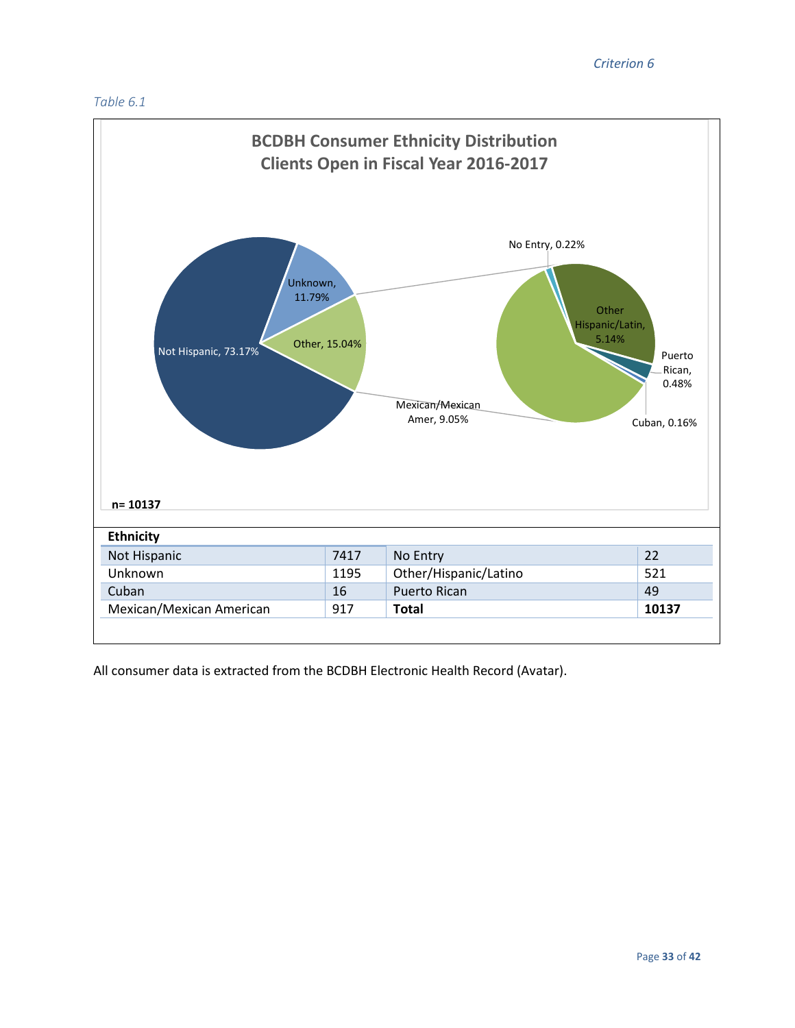*Table 6.1*

**BCDBH Consumer Ethnicity Distribution**
**Clients Open in Fiscal Year 2016-2017**

Not Hispanic, 73.17%
Unknown, 11.79%
Other, 15.04%
No Entry, 0.22%
Other Hispanic/Latin, 5.14%
Puerto Rican, 0.48%
Cuban, 0.16%
Mexican/Mexican Amer, 9.05%

**n= 10137**

| **Ethnicity** | | | |
|---|---|---|---|
| Not Hispanic | 7417 | No Entry | 22 |
| Unknown | 1195 | Other/Hispanic/Latino | 521 |
| Cuban | 16 | Puerto Rican | 49 |
| Mexican/Mexican American | 917 | **Total** | **10137** |

All consumer data is extracted from the BCDBH Electronic Health Record (Avatar).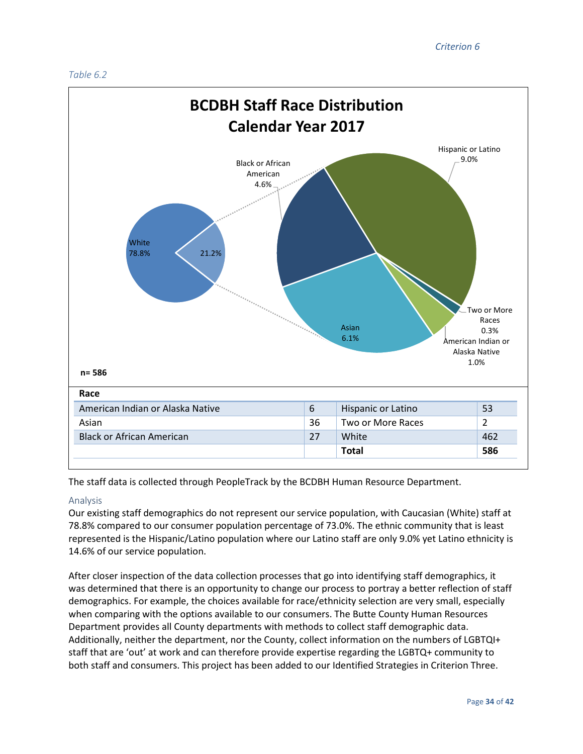*Table 6.2*

**BCDBH Staff Race Distribution Calendar Year 2017**

n= 586

| Race | | | |
|---|---|---|---|
| American Indian or Alaska Native | 6 | Hispanic or Latino | 53 |
| Asian | 36 | Two or More Races | 2 |
| Black or African American | 27 | White | 462 |
| | | **Total** | **586** |

The staff data is collected through PeopleTrack by the BCDBH Human Resource Department.

## Analysis

Our existing staff demographics do not represent our service population, with Caucasian (White) staff at 78.8% compared to our consumer population percentage of 73.0%. The ethnic community that is least represented is the Hispanic/Latino population where our Latino staff are only 9.0% yet Latino ethnicity is 14.6% of our service population.

After closer inspection of the data collection processes that go into identifying staff demographics, it was determined that there is an opportunity to change our process to portray a better reflection of staff demographics. For example, the choices available for race/ethnicity selection are very small, especially when comparing with the options available to our consumers. The Butte County Human Resources Department provides all County departments with methods to collect staff demographic data. Additionally, neither the department, nor the County, collect information on the numbers of LGBTQI+ staff that are 'out' at work and can therefore provide expertise regarding the LGBTQ+ community to both staff and consumers. This project has been added to our Identified Strategies in Criterion Three.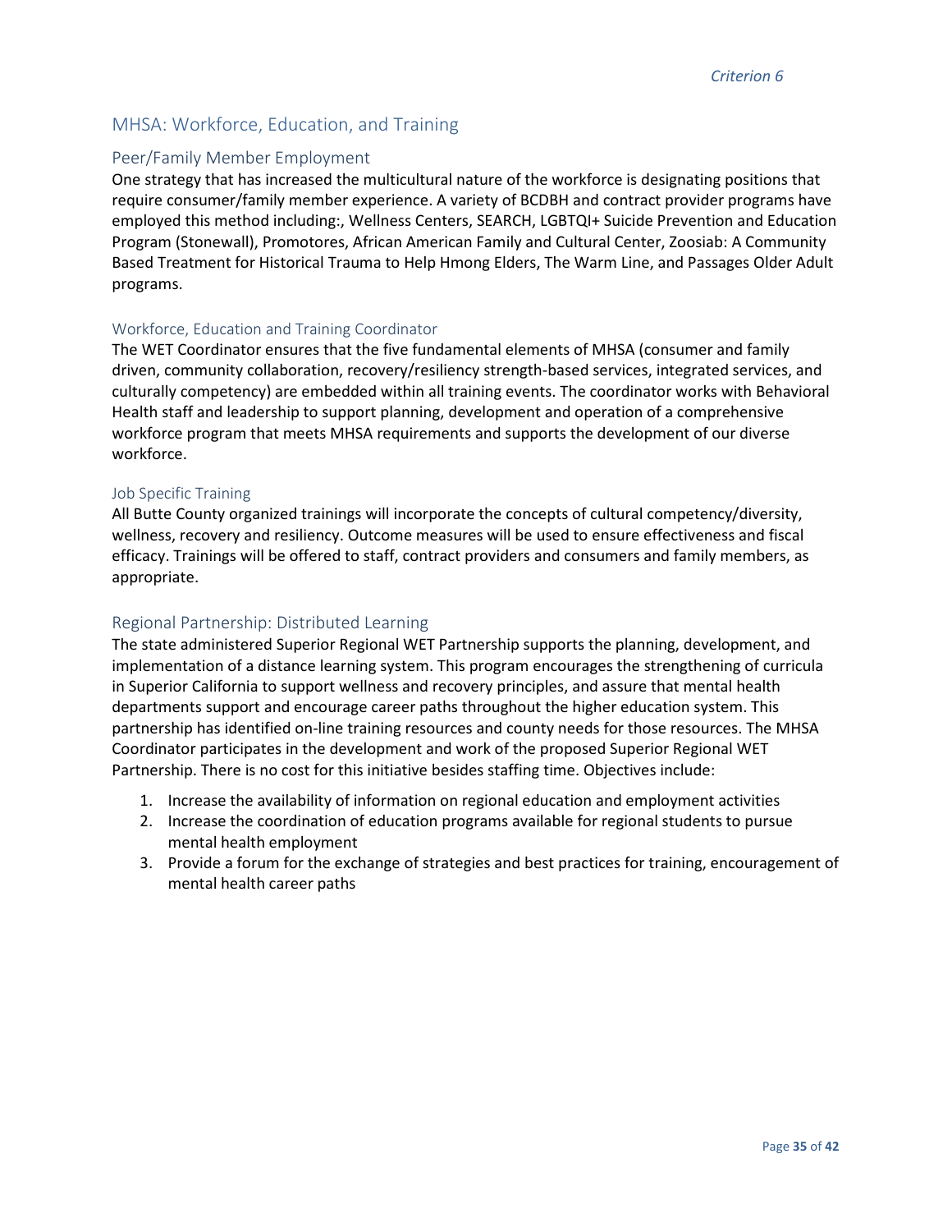## MHSA: Workforce, Education, and Training

### Peer/Family Member Employment

One strategy that has increased the multicultural nature of the workforce is designating positions that require consumer/family member experience. A variety of BCDBH and contract provider programs have employed this method including:, Wellness Centers, SEARCH, LGBTQI+ Suicide Prevention and Education Program (Stonewall), Promotores, African American Family and Cultural Center, Zoosiab: A Community Based Treatment for Historical Trauma to Help Hmong Elders, The Warm Line, and Passages Older Adult programs.

#### Workforce, Education and Training Coordinator

The WET Coordinator ensures that the five fundamental elements of MHSA (consumer and family driven, community collaboration, recovery/resiliency strength-based services, integrated services, and culturally competency) are embedded within all training events. The coordinator works with Behavioral Health staff and leadership to support planning, development and operation of a comprehensive workforce program that meets MHSA requirements and supports the development of our diverse workforce.

#### Job Specific Training

All Butte County organized trainings will incorporate the concepts of cultural competency/diversity, wellness, recovery and resiliency. Outcome measures will be used to ensure effectiveness and fiscal efficacy. Trainings will be offered to staff, contract providers and consumers and family members, as appropriate.

### Regional Partnership: Distributed Learning

The state administered Superior Regional WET Partnership supports the planning, development, and implementation of a distance learning system. This program encourages the strengthening of curricula in Superior California to support wellness and recovery principles, and assure that mental health departments support and encourage career paths throughout the higher education system. This partnership has identified on-line training resources and county needs for those resources. The MHSA Coordinator participates in the development and work of the proposed Superior Regional WET Partnership. There is no cost for this initiative besides staffing time. Objectives include:

1. Increase the availability of information on regional education and employment activities
2. Increase the coordination of education programs available for regional students to pursue mental health employment
3. Provide a forum for the exchange of strategies and best practices for training, encouragement of mental health career paths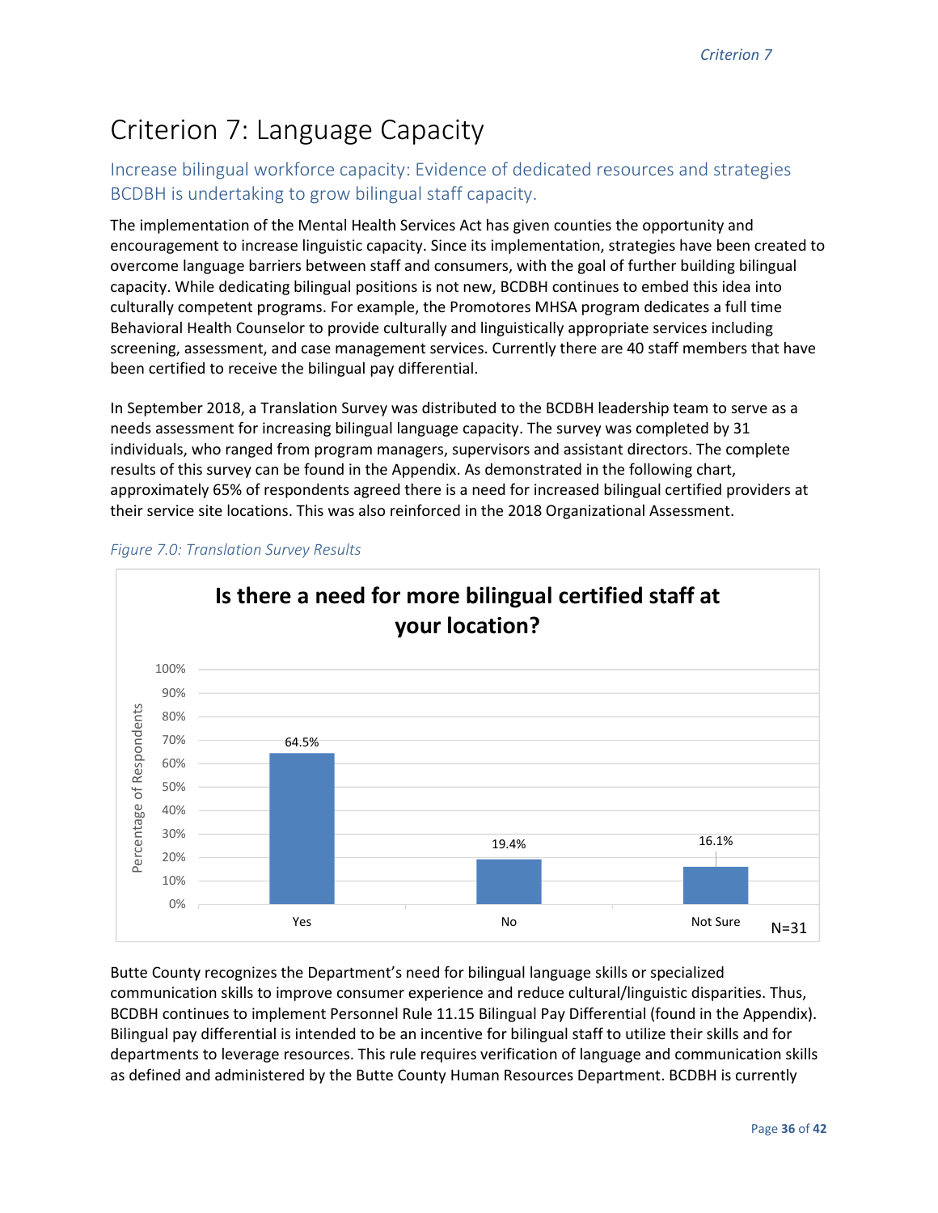# Criterion 7: Language Capacity

## Increase bilingual workforce capacity: Evidence of dedicated resources and strategies BCDBH is undertaking to grow bilingual staff capacity.

The implementation of the Mental Health Services Act has given counties the opportunity and encouragement to increase linguistic capacity. Since its implementation, strategies have been created to overcome language barriers between staff and consumers, with the goal of further building bilingual capacity. While dedicating bilingual positions is not new, BCDBH continues to embed this idea into culturally competent programs. For example, the Promotores MHSA program dedicates a full time Behavioral Health Counselor to provide culturally and linguistically appropriate services including screening, assessment, and case management services. Currently there are 40 staff members that have been certified to receive the bilingual pay differential.

In September 2018, a Translation Survey was distributed to the BCDBH leadership team to serve as a needs assessment for increasing bilingual language capacity. The survey was completed by 31 individuals, who ranged from program managers, supervisors and assistant directors. The complete results of this survey can be found in the Appendix. As demonstrated in the following chart, approximately 65% of respondents agreed there is a need for increased bilingual certified providers at their service site locations. This was also reinforced in the 2018 Organizational Assessment.

*Figure 7.0: Translation Survey Results*

**Is there a need for more bilingual certified staff at your location?**

| Response | Percentage of Respondents |
|---|---|
| Yes | 64.5% |
| No | 19.4% |
| Not Sure | 16.1% |

N=31

Butte County recognizes the Department's need for bilingual language skills or specialized communication skills to improve consumer experience and reduce cultural/linguistic disparities. Thus, BCDBH continues to implement Personnel Rule 11.15 Bilingual Pay Differential (found in the Appendix). Bilingual pay differential is intended to be an incentive for bilingual staff to utilize their skills and for departments to leverage resources. This rule requires verification of language and communication skills as defined and administered by the Butte County Human Resources Department. BCDBH is currently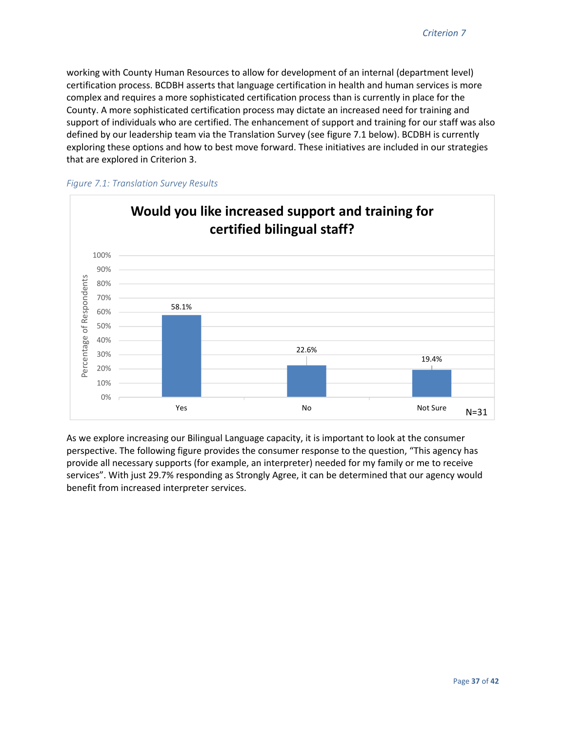working with County Human Resources to allow for development of an internal (department level) certification process. BCDBH asserts that language certification in health and human services is more complex and requires a more sophisticated certification process than is currently in place for the County. A more sophisticated certification process may dictate an increased need for training and support of individuals who are certified. The enhancement of support and training for our staff was also defined by our leadership team via the Translation Survey (see figure 7.1 below). BCDBH is currently exploring these options and how to best move forward. These initiatives are included in our strategies that are explored in Criterion 3.

*Figure 7.1: Translation Survey Results*

**Would you like increased support and training for certified bilingual staff?**

| Response | Percentage of Respondents |
|---|---|
| Yes | 58.1% |
| No | 22.6% |
| Not Sure | 19.4% |

N=31

As we explore increasing our Bilingual Language capacity, it is important to look at the consumer perspective. The following figure provides the consumer response to the question, "This agency has provide all necessary supports (for example, an interpreter) needed for my family or me to receive services". With just 29.7% responding as Strongly Agree, it can be determined that our agency would benefit from increased interpreter services.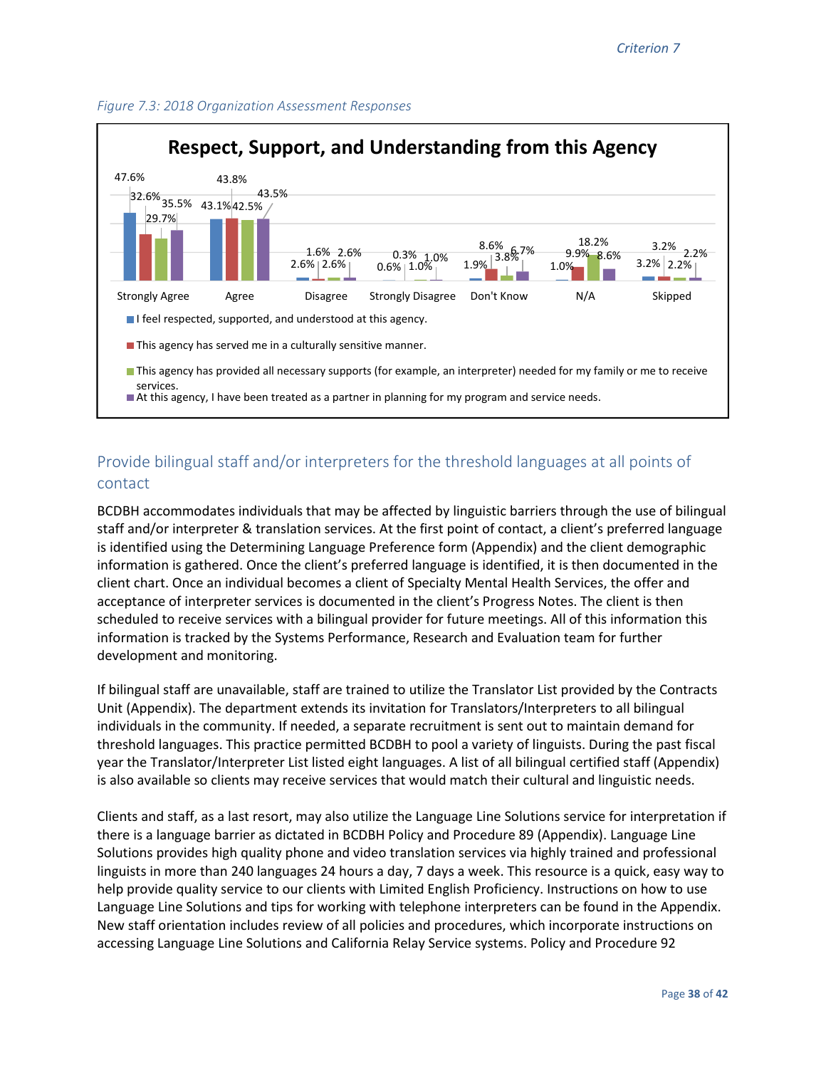*Figure 7.3: 2018 Organization Assessment Responses*

**Respect, Support, and Understanding from this Agency**

| Response | I feel respected, supported, and understood at this agency. | This agency has served me in a culturally sensitive manner. | This agency has provided all necessary supports (for example, an interpreter) needed for my family or me to receive services. | At this agency, I have been treated as a partner in planning for my program and service needs. |
|---|---|---|---|---|
| Strongly Agree | 47.6% | 32.6% | 29.7% | 35.5% |
| Agree | 43.1% | 43.8% | 42.5% | 43.5% |
| Disagree | 2.6% | 1.6% | 2.6% | 2.6% |
| Strongly Disagree | 0.6% | 0.3% | 1.0% | 1.0% |
| Don't Know | 1.9% | 8.6% | 3.8% | 6.7% |
| N/A | 1.0% | 9.9% | 18.2% | 8.6% |
| Skipped | 3.2% | 3.2% | 2.2% | 2.2% |

## Provide bilingual staff and/or interpreters for the threshold languages at all points of contact

BCDBH accommodates individuals that may be affected by linguistic barriers through the use of bilingual staff and/or interpreter & translation services. At the first point of contact, a client's preferred language is identified using the Determining Language Preference form (Appendix) and the client demographic information is gathered. Once the client's preferred language is identified, it is then documented in the client chart. Once an individual becomes a client of Specialty Mental Health Services, the offer and acceptance of interpreter services is documented in the client's Progress Notes. The client is then scheduled to receive services with a bilingual provider for future meetings. All of this information this information is tracked by the Systems Performance, Research and Evaluation team for further development and monitoring.

If bilingual staff are unavailable, staff are trained to utilize the Translator List provided by the Contracts Unit (Appendix). The department extends its invitation for Translators/Interpreters to all bilingual individuals in the community. If needed, a separate recruitment is sent out to maintain demand for threshold languages. This practice permitted BCDBH to pool a variety of linguists. During the past fiscal year the Translator/Interpreter List listed eight languages. A list of all bilingual certified staff (Appendix) is also available so clients may receive services that would match their cultural and linguistic needs.

Clients and staff, as a last resort, may also utilize the Language Line Solutions service for interpretation if there is a language barrier as dictated in BCDBH Policy and Procedure 89 (Appendix). Language Line Solutions provides high quality phone and video translation services via highly trained and professional linguists in more than 240 languages 24 hours a day, 7 days a week. This resource is a quick, easy way to help provide quality service to our clients with Limited English Proficiency. Instructions on how to use Language Line Solutions and tips for working with telephone interpreters can be found in the Appendix. New staff orientation includes review of all policies and procedures, which incorporate instructions on accessing Language Line Solutions and California Relay Service systems. Policy and Procedure 92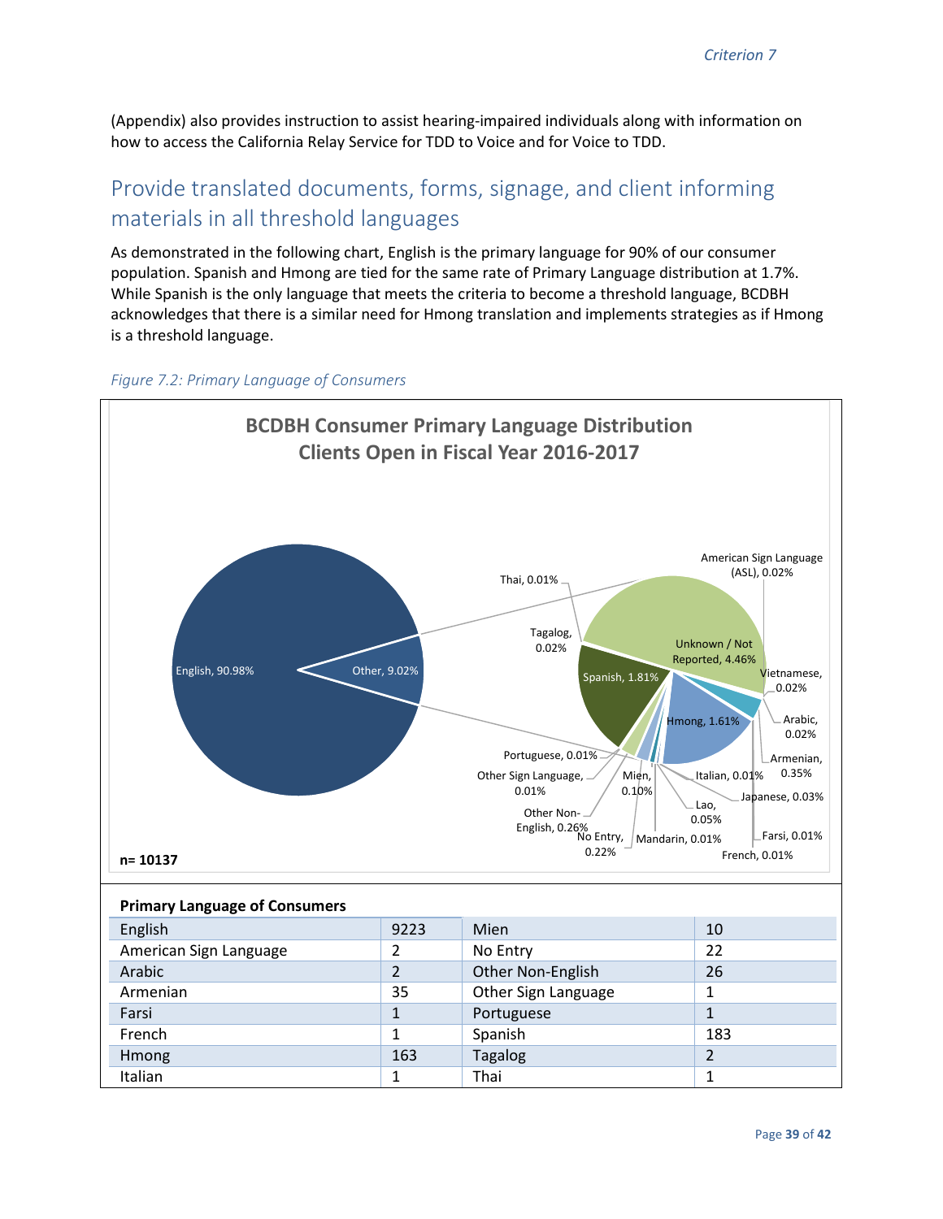(Appendix) also provides instruction to assist hearing-impaired individuals along with information on how to access the California Relay Service for TDD to Voice and for Voice to TDD.

## Provide translated documents, forms, signage, and client informing materials in all threshold languages

As demonstrated in the following chart, English is the primary language for 90% of our consumer population. Spanish and Hmong are tied for the same rate of Primary Language distribution at 1.7%. While Spanish is the only language that meets the criteria to become a threshold language, BCDBH acknowledges that there is a similar need for Hmong translation and implements strategies as if Hmong is a threshold language.

*Figure 7.2: Primary Language of Consumers*

**BCDBH Consumer Primary Language Distribution**
**Clients Open in Fiscal Year 2016-2017**

English, 90.98%; Other, 9.02%

Unknown / Not Reported, 4.46%; Spanish, 1.81%; Hmong, 1.61%; Armenian, 0.35%; Other Non-English, 0.26%; No Entry, 0.22%; Mien, 0.10%; Lao, 0.05%; Japanese, 0.03%; American Sign Language (ASL), 0.02%; Vietnamese, 0.02%; Arabic, 0.02%; Tagalog, 0.02%; Thai, 0.01%; Portuguese, 0.01%; Other Sign Language, 0.01%; Italian, 0.01%; Mandarin, 0.01%; Farsi, 0.01%; French, 0.01%

**n= 10137**

**Primary Language of Consumers**

| Language | Count | Language | Count |
|---|---|---|---|
| English | 9223 | Mien | 10 |
| American Sign Language | 2 | No Entry | 22 |
| Arabic | 2 | Other Non-English | 26 |
| Armenian | 35 | Other Sign Language | 1 |
| Farsi | 1 | Portuguese | 1 |
| French | 1 | Spanish | 183 |
| Hmong | 163 | Tagalog | 2 |
| Italian | 1 | Thai | 1 |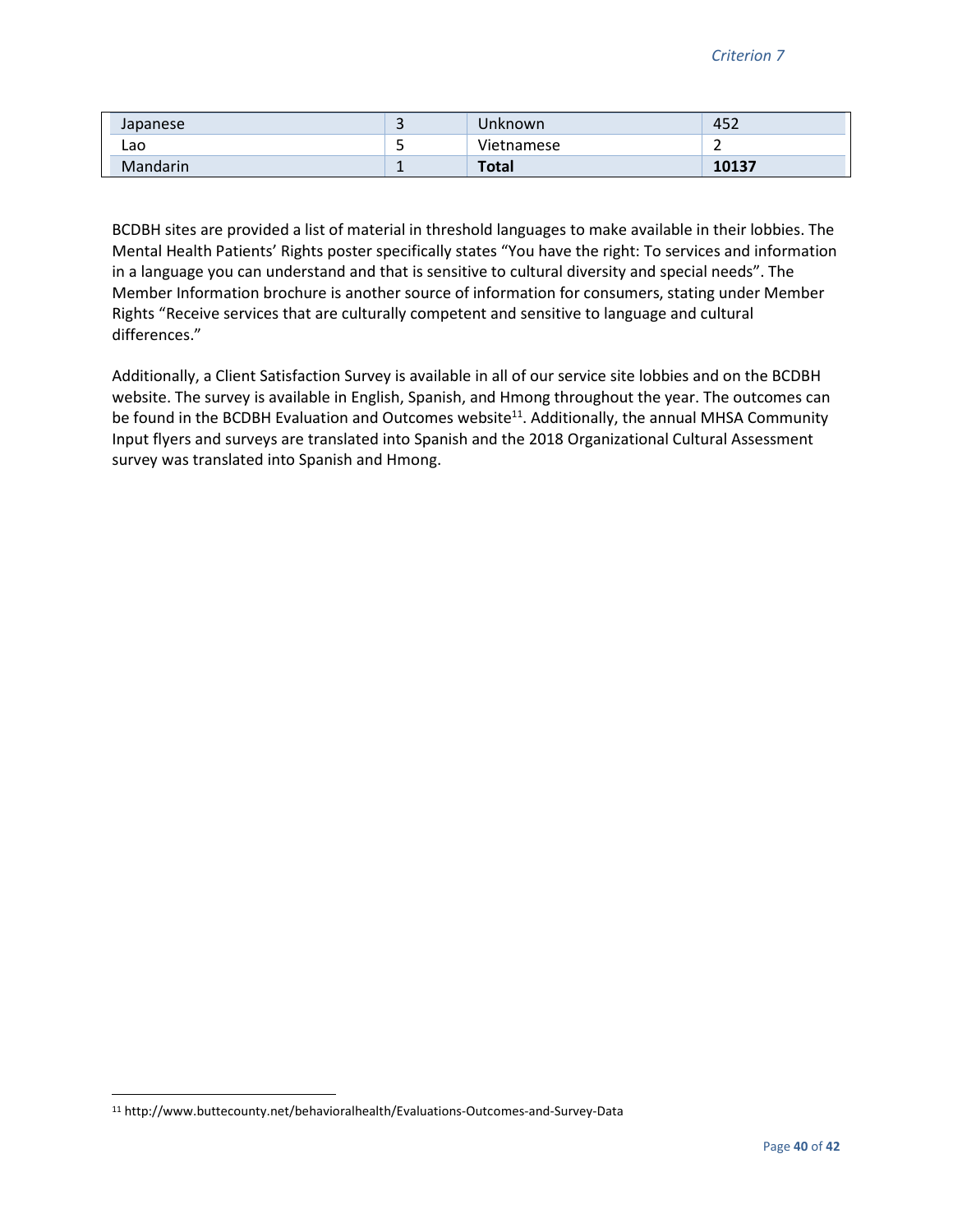| Japanese | 3 | Unknown | 452 |
|---|---|---|---|
| Lao | 5 | Vietnamese | 2 |
| Mandarin | 1 | **Total** | **10137** |

BCDBH sites are provided a list of material in threshold languages to make available in their lobbies. The Mental Health Patients' Rights poster specifically states "You have the right: To services and information in a language you can understand and that is sensitive to cultural diversity and special needs". The Member Information brochure is another source of information for consumers, stating under Member Rights "Receive services that are culturally competent and sensitive to language and cultural differences."

Additionally, a Client Satisfaction Survey is available in all of our service site lobbies and on the BCDBH website. The survey is available in English, Spanish, and Hmong throughout the year. The outcomes can be found in the BCDBH Evaluation and Outcomes website[11]. Additionally, the annual MHSA Community Input flyers and surveys are translated into Spanish and the 2018 Organizational Cultural Assessment survey was translated into Spanish and Hmong.

[11] http://www.buttecounty.net/behavioralhealth/Evaluations-Outcomes-and-Survey-Data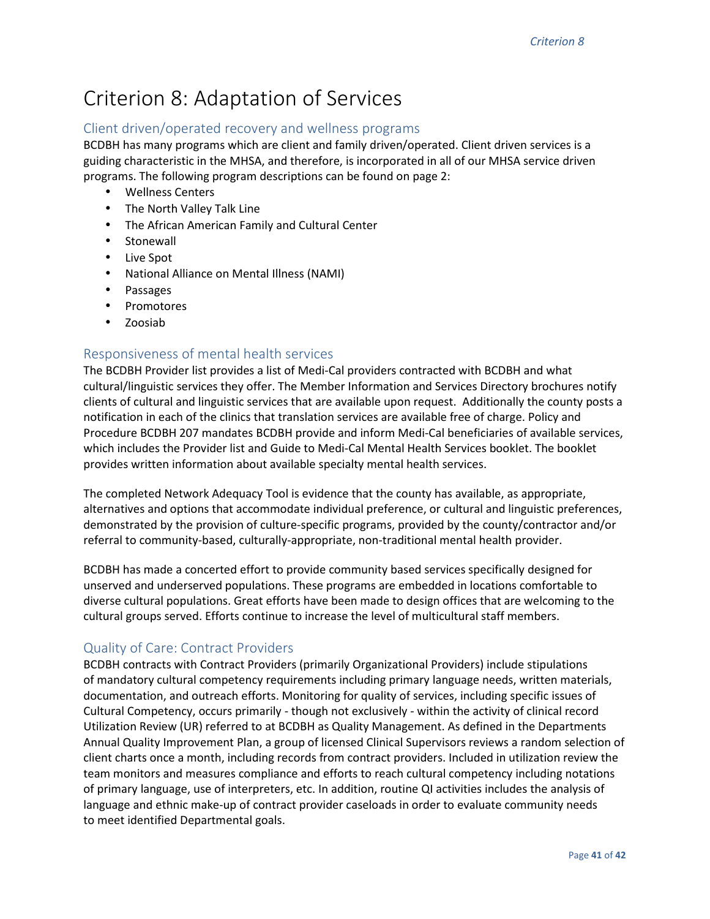# Criterion 8: Adaptation of Services

## Client driven/operated recovery and wellness programs

BCDBH has many programs which are client and family driven/operated. Client driven services is a guiding characteristic in the MHSA, and therefore, is incorporated in all of our MHSA service driven programs. The following program descriptions can be found on page 2:

- Wellness Centers
- The North Valley Talk Line
- The African American Family and Cultural Center
- Stonewall
- Live Spot
- National Alliance on Mental Illness (NAMI)
- Passages
- Promotores
- Zoosiab

## Responsiveness of mental health services

The BCDBH Provider list provides a list of Medi-Cal providers contracted with BCDBH and what cultural/linguistic services they offer. The Member Information and Services Directory brochures notify clients of cultural and linguistic services that are available upon request. Additionally the county posts a notification in each of the clinics that translation services are available free of charge. Policy and Procedure BCDBH 207 mandates BCDBH provide and inform Medi-Cal beneficiaries of available services, which includes the Provider list and Guide to Medi-Cal Mental Health Services booklet. The booklet provides written information about available specialty mental health services.

The completed Network Adequacy Tool is evidence that the county has available, as appropriate, alternatives and options that accommodate individual preference, or cultural and linguistic preferences, demonstrated by the provision of culture-specific programs, provided by the county/contractor and/or referral to community-based, culturally-appropriate, non-traditional mental health provider.

BCDBH has made a concerted effort to provide community based services specifically designed for unserved and underserved populations. These programs are embedded in locations comfortable to diverse cultural populations. Great efforts have been made to design offices that are welcoming to the cultural groups served. Efforts continue to increase the level of multicultural staff members.

## Quality of Care: Contract Providers

BCDBH contracts with Contract Providers (primarily Organizational Providers) include stipulations of mandatory cultural competency requirements including primary language needs, written materials, documentation, and outreach efforts. Monitoring for quality of services, including specific issues of Cultural Competency, occurs primarily - though not exclusively - within the activity of clinical record Utilization Review (UR) referred to at BCDBH as Quality Management. As defined in the Departments Annual Quality Improvement Plan, a group of licensed Clinical Supervisors reviews a random selection of client charts once a month, including records from contract providers. Included in utilization review the team monitors and measures compliance and efforts to reach cultural competency including notations of primary language, use of interpreters, etc. In addition, routine QI activities includes the analysis of language and ethnic make-up of contract provider caseloads in order to evaluate community needs to meet identified Departmental goals.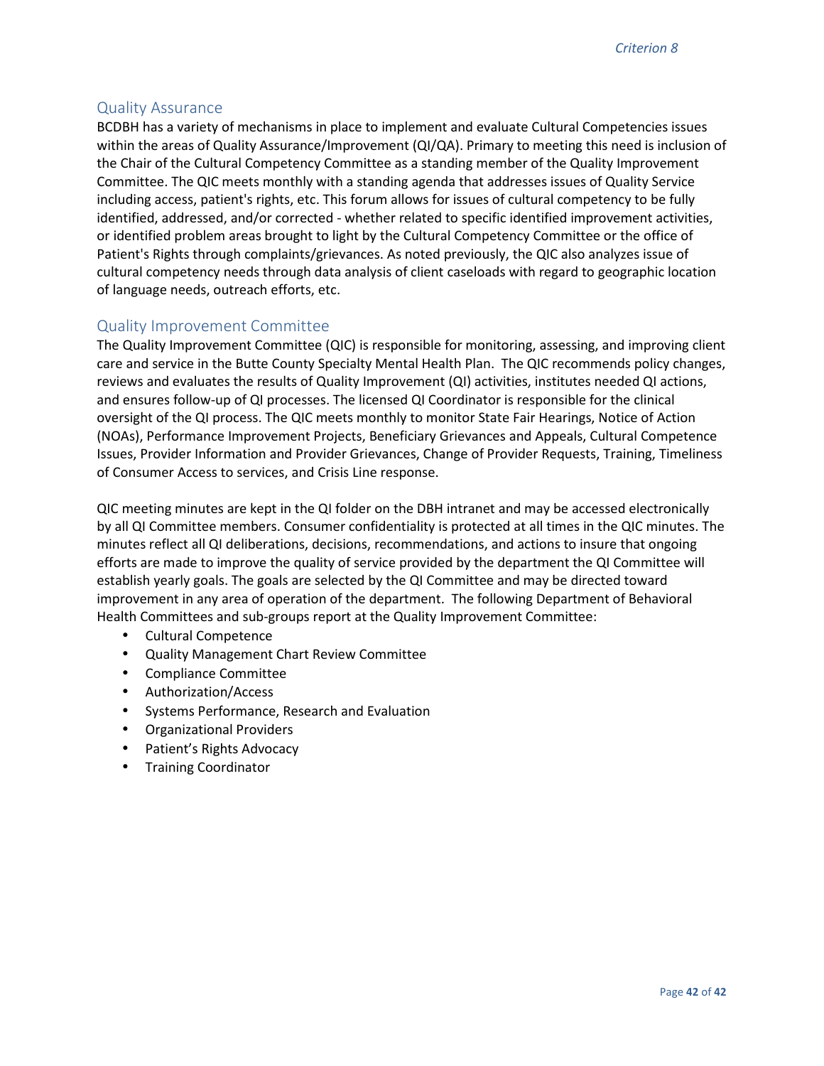## Quality Assurance

BCDBH has a variety of mechanisms in place to implement and evaluate Cultural Competencies issues within the areas of Quality Assurance/Improvement (QI/QA). Primary to meeting this need is inclusion of the Chair of the Cultural Competency Committee as a standing member of the Quality Improvement Committee. The QIC meets monthly with a standing agenda that addresses issues of Quality Service including access, patient's rights, etc. This forum allows for issues of cultural competency to be fully identified, addressed, and/or corrected - whether related to specific identified improvement activities, or identified problem areas brought to light by the Cultural Competency Committee or the office of Patient's Rights through complaints/grievances. As noted previously, the QIC also analyzes issue of cultural competency needs through data analysis of client caseloads with regard to geographic location of language needs, outreach efforts, etc.

## Quality Improvement Committee

The Quality Improvement Committee (QIC) is responsible for monitoring, assessing, and improving client care and service in the Butte County Specialty Mental Health Plan. The QIC recommends policy changes, reviews and evaluates the results of Quality Improvement (QI) activities, institutes needed QI actions, and ensures follow-up of QI processes. The licensed QI Coordinator is responsible for the clinical oversight of the QI process. The QIC meets monthly to monitor State Fair Hearings, Notice of Action (NOAs), Performance Improvement Projects, Beneficiary Grievances and Appeals, Cultural Competence Issues, Provider Information and Provider Grievances, Change of Provider Requests, Training, Timeliness of Consumer Access to services, and Crisis Line response.

QIC meeting minutes are kept in the QI folder on the DBH intranet and may be accessed electronically by all QI Committee members. Consumer confidentiality is protected at all times in the QIC minutes. The minutes reflect all QI deliberations, decisions, recommendations, and actions to insure that ongoing efforts are made to improve the quality of service provided by the department the QI Committee will establish yearly goals. The goals are selected by the QI Committee and may be directed toward improvement in any area of operation of the department. The following Department of Behavioral Health Committees and sub-groups report at the Quality Improvement Committee:

- Cultural Competence
- Quality Management Chart Review Committee
- Compliance Committee
- Authorization/Access
- Systems Performance, Research and Evaluation
- Organizational Providers
- Patient's Rights Advocacy
- Training Coordinator